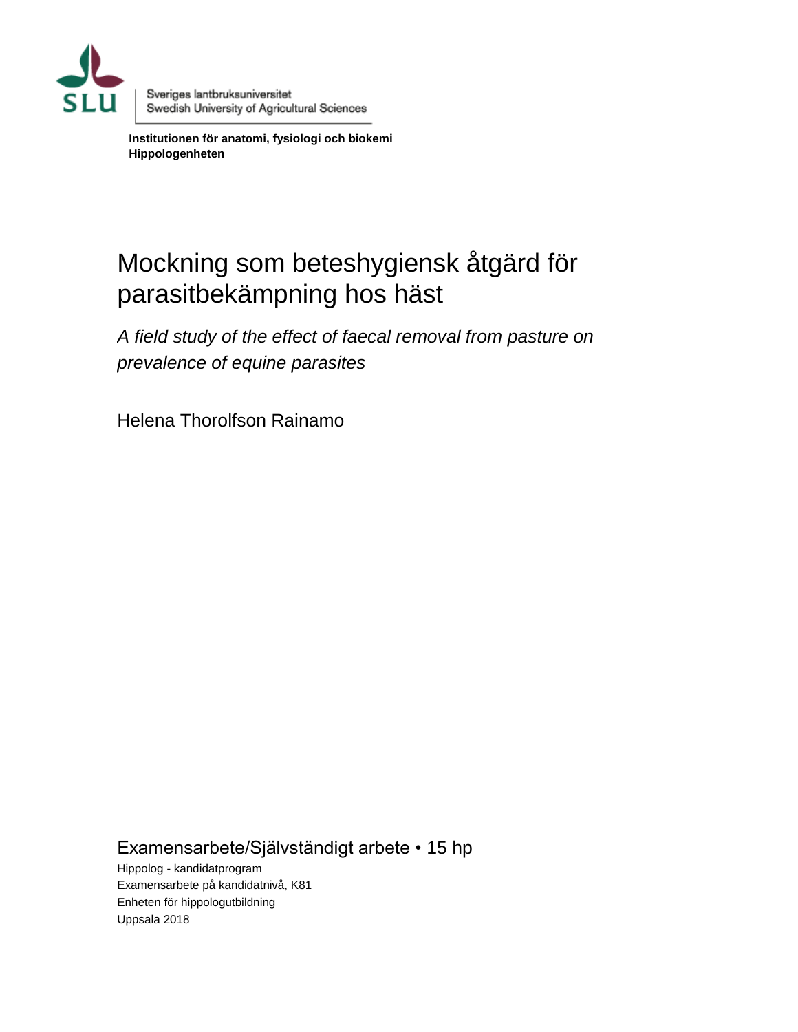Sveriges lantbruksuniversitet
Swedish University of Agricultural Sciences

**Institutionen för anatomi, fysiologi och biokemi**
**Hippologenheten**

# Mockning som beteshygiensk åtgärd för parasitbekämpning hos häst

*A field study of the effect of faecal removal from pasture on prevalence of equine parasites*

Helena Thorolfson Rainamo

Examensarbete/Självständigt arbete • 15 hp

Hippolog - kandidatprogram
Examensarbete på kandidatnivå, K81
Enheten för hippologutbildning
Uppsala 2018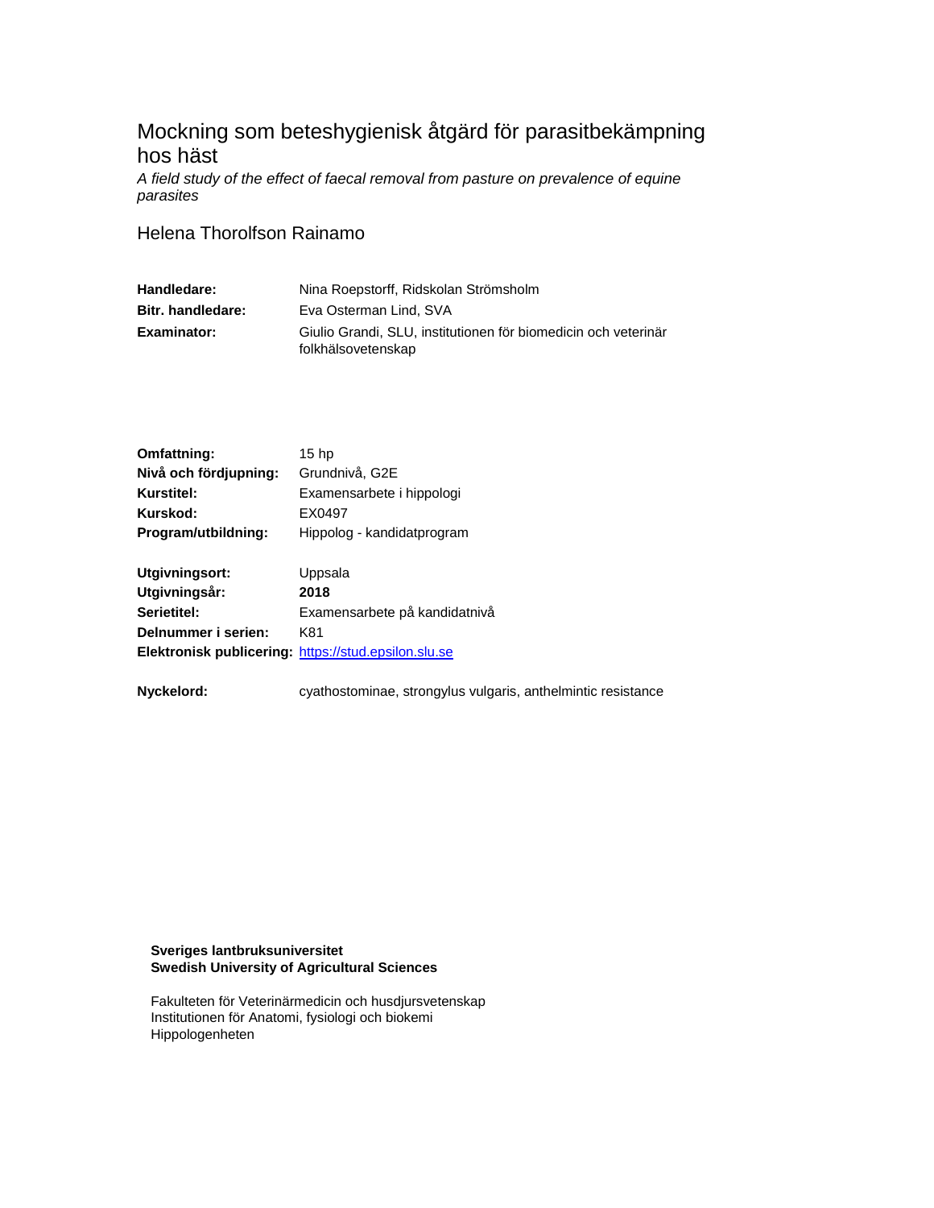# Mockning som beteshygienisk åtgärd för parasitbekämpning hos häst

*A field study of the effect of faecal removal from pasture on prevalence of equine parasites*

Helena Thorolfson Rainamo

| | |
|---|---|
| **Handledare:** | Nina Roepstorff, Ridskolan Strömsholm |
| **Bitr. handledare:** | Eva Osterman Lind, SVA |
| **Examinator:** | Giulio Grandi, SLU, institutionen för biomedicin och veterinär folkhälsovetenskap |

| | |
|---|---|
| **Omfattning:** | 15 hp |
| **Nivå och fördjupning:** | Grundnivå, G2E |
| **Kurstitel:** | Examensarbete i hippologi |
| **Kurskod:** | EX0497 |
| **Program/utbildning:** | Hippolog - kandidatprogram |
| **Utgivningsort:** | Uppsala |
| **Utgivningsår:** | **2018** |
| **Serietitel:** | Examensarbete på kandidatnivå |
| **Delnummer i serien:** | K81 |
| **Elektronisk publicering:** | https://stud.epsilon.slu.se |
| **Nyckelord:** | cyathostominae, strongylus vulgaris, anthelmintic resistance |

**Sveriges lantbruksuniversitet**
**Swedish University of Agricultural Sciences**

Fakulteten för Veterinärmedicin och husdjursvetenskap
Institutionen för Anatomi, fysiologi och biokemi
Hippologenheten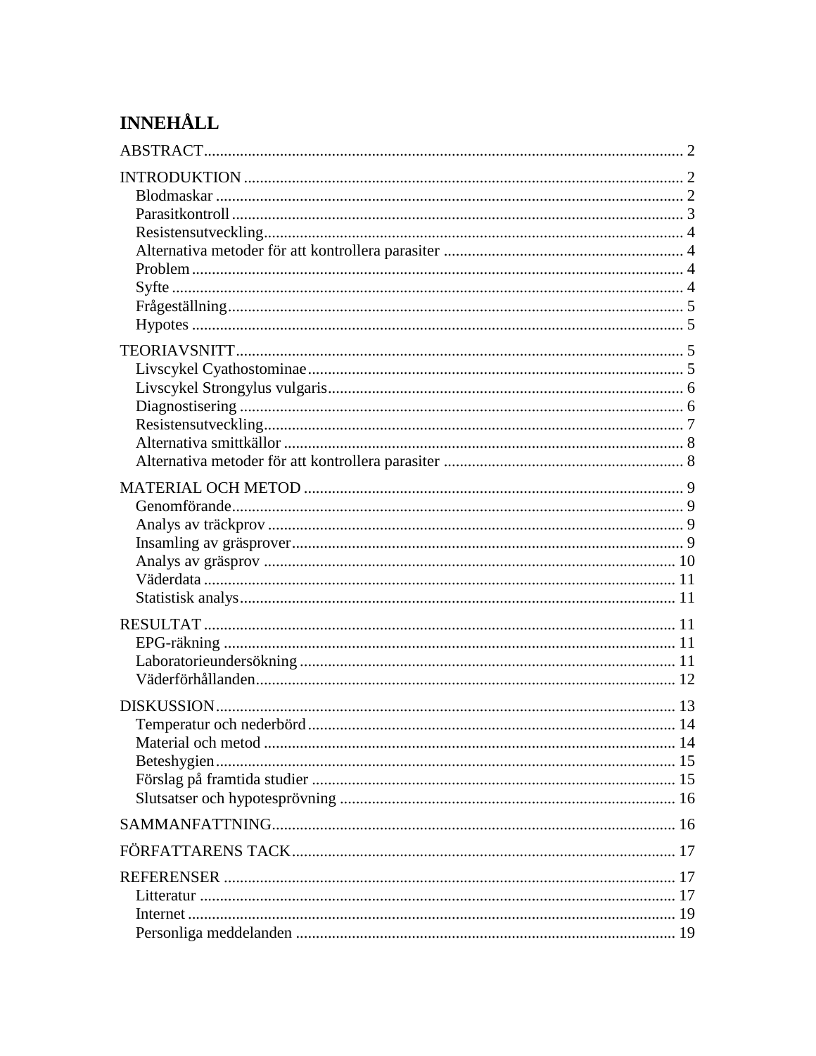# INNEHÅLL

ABSTRACT ..... 2

INTRODUKTION ..... 2
- Blodmaskar ..... 2
- Parasitkontroll ..... 3
- Resistensutveckling ..... 4
- Alternativa metoder för att kontrollera parasiter ..... 4
- Problem ..... 4
- Syfte ..... 4
- Frågeställning ..... 5
- Hypotes ..... 5

TEORIAVSNITT ..... 5
- Livscykel Cyathostominae ..... 5
- Livscykel Strongylus vulgaris ..... 6
- Diagnostisering ..... 6
- Resistensutveckling ..... 7
- Alternativa smittkällor ..... 8
- Alternativa metoder för att kontrollera parasiter ..... 8

MATERIAL OCH METOD ..... 9
- Genomförande ..... 9
- Analys av träckprov ..... 9
- Insamling av gräsprover ..... 9
- Analys av gräsprov ..... 10
- Väderdata ..... 11
- Statistisk analys ..... 11

RESULTAT ..... 11
- EPG-räkning ..... 11
- Laboratorieundersökning ..... 11
- Väderförhållanden ..... 12

DISKUSSION ..... 13
- Temperatur och nederbörd ..... 14
- Material och metod ..... 14
- Beteshygien ..... 15
- Förslag på framtida studier ..... 15
- Slutsatser och hypotesprövning ..... 16

SAMMANFATTNING ..... 16

FÖRFATTARENS TACK ..... 17

REFERENSER ..... 17
- Litteratur ..... 17
- Internet ..... 19
- Personliga meddelanden ..... 19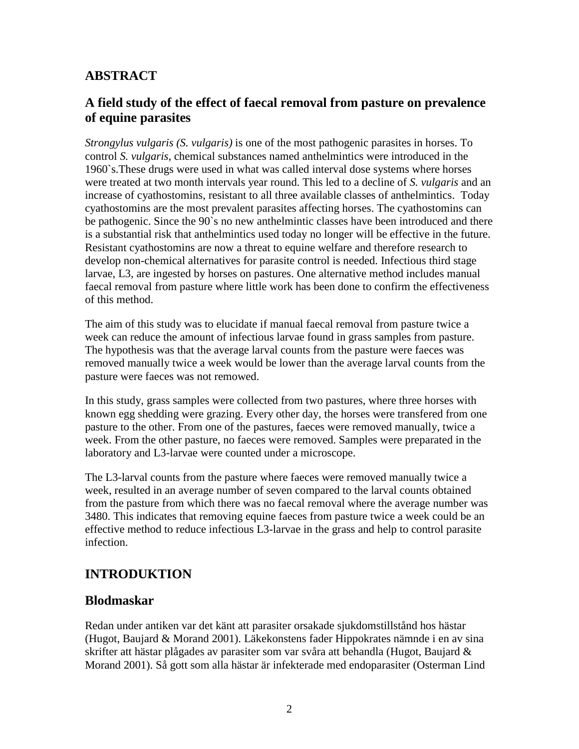## ABSTRACT

### A field study of the effect of faecal removal from pasture on prevalence of equine parasites

*Strongylus vulgaris (S. vulgaris)* is one of the most pathogenic parasites in horses. To control *S. vulgaris,* chemical substances named anthelmintics were introduced in the 1960`s.These drugs were used in what was called interval dose systems where horses were treated at two month intervals year round. This led to a decline of *S. vulgaris* and an increase of cyathostomins, resistant to all three available classes of anthelmintics. Today cyathostomins are the most prevalent parasites affecting horses. The cyathostomins can be pathogenic. Since the 90`s no new anthelmintic classes have been introduced and there is a substantial risk that anthelmintics used today no longer will be effective in the future. Resistant cyathostomins are now a threat to equine welfare and therefore research to develop non-chemical alternatives for parasite control is needed. Infectious third stage larvae, L3, are ingested by horses on pastures. One alternative method includes manual faecal removal from pasture where little work has been done to confirm the effectiveness of this method.

The aim of this study was to elucidate if manual faecal removal from pasture twice a week can reduce the amount of infectious larvae found in grass samples from pasture. The hypothesis was that the average larval counts from the pasture were faeces was removed manually twice a week would be lower than the average larval counts from the pasture were faeces was not remowed.

In this study, grass samples were collected from two pastures, where three horses with known egg shedding were grazing. Every other day, the horses were transfered from one pasture to the other. From one of the pastures, faeces were removed manually, twice a week. From the other pasture, no faeces were removed. Samples were preparated in the laboratory and L3-larvae were counted under a microscope.

The L3-larval counts from the pasture where faeces were removed manually twice a week, resulted in an average number of seven compared to the larval counts obtained from the pasture from which there was no faecal removal where the average number was 3480. This indicates that removing equine faeces from pasture twice a week could be an effective method to reduce infectious L3-larvae in the grass and help to control parasite infection.

## INTRODUKTION

### Blodmaskar

Redan under antiken var det känt att parasiter orsakade sjukdomstillstånd hos hästar (Hugot, Baujard & Morand 2001). Läkekonstens fader Hippokrates nämnde i en av sina skrifter att hästar plågades av parasiter som var svåra att behandla (Hugot, Baujard & Morand 2001). Så gott som alla hästar är infekterade med endoparasiter (Osterman Lind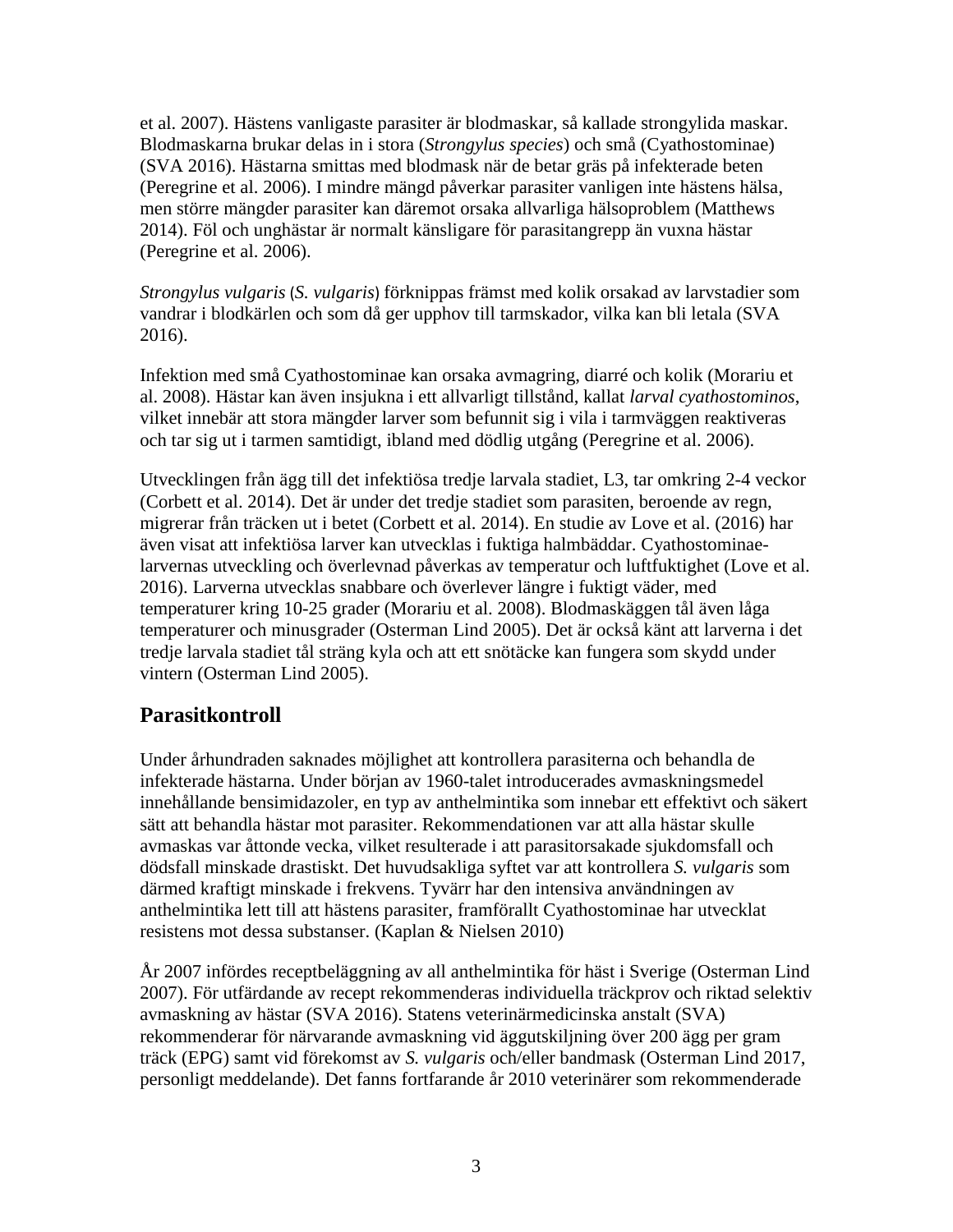et al. 2007). Hästens vanligaste parasiter är blodmaskar, så kallade strongylida maskar. Blodmaskarna brukar delas in i stora (*Strongylus species*) och små (Cyathostominae) (SVA 2016). Hästarna smittas med blodmask när de betar gräs på infekterade beten (Peregrine et al. 2006). I mindre mängd påverkar parasiter vanligen inte hästens hälsa, men större mängder parasiter kan däremot orsaka allvarliga hälsoproblem (Matthews 2014). Föl och unghästar är normalt känsligare för parasitangrepp än vuxna hästar (Peregrine et al. 2006).

*Strongylus vulgaris* (*S. vulgaris*) förknippas främst med kolik orsakad av larvstadier som vandrar i blodkärlen och som då ger upphov till tarmskador, vilka kan bli letala (SVA 2016).

Infektion med små Cyathostominae kan orsaka avmagring, diarré och kolik (Morariu et al. 2008). Hästar kan även insjukna i ett allvarligt tillstånd, kallat *larval cyathostominos*, vilket innebär att stora mängder larver som befunnit sig i vila i tarmväggen reaktiveras och tar sig ut i tarmen samtidigt, ibland med dödlig utgång (Peregrine et al. 2006).

Utvecklingen från ägg till det infektiösa tredje larvala stadiet, L3, tar omkring 2-4 veckor (Corbett et al. 2014). Det är under det tredje stadiet som parasiten, beroende av regn, migrerar från träcken ut i betet (Corbett et al. 2014). En studie av Love et al. (2016) har även visat att infektiösa larver kan utvecklas i fuktiga halmbäddar. Cyathostominae-larvernas utveckling och överlevnad påverkas av temperatur och luftfuktighet (Love et al. 2016). Larverna utvecklas snabbare och överlever längre i fuktigt väder, med temperaturer kring 10-25 grader (Morariu et al. 2008). Blodmaskäggen tål även låga temperaturer och minusgrader (Osterman Lind 2005). Det är också känt att larverna i det tredje larvala stadiet tål sträng kyla och att ett snötäcke kan fungera som skydd under vintern (Osterman Lind 2005).

## Parasitkontroll

Under århundraden saknades möjlighet att kontrollera parasiterna och behandla de infekterade hästarna. Under början av 1960-talet introducerades avmaskningsmedel innehållande bensimidazoler, en typ av anthelmintika som innebar ett effektivt och säkert sätt att behandla hästar mot parasiter. Rekommendationen var att alla hästar skulle avmaskas var åttonde vecka, vilket resulterade i att parasitorsakade sjukdomsfall och dödsfall minskade drastiskt. Det huvudsakliga syftet var att kontrollera *S. vulgaris* som därmed kraftigt minskade i frekvens. Tyvärr har den intensiva användningen av anthelmintika lett till att hästens parasiter, framförallt Cyathostominae har utvecklat resistens mot dessa substanser. (Kaplan & Nielsen 2010)

År 2007 infördes receptbeläggning av all anthelmintika för häst i Sverige (Osterman Lind 2007). För utfärdande av recept rekommenderas individuella träckprov och riktad selektiv avmaskning av hästar (SVA 2016). Statens veterinärmedicinska anstalt (SVA) rekommenderar för närvarande avmaskning vid äggutskiljning över 200 ägg per gram träck (EPG) samt vid förekomst av *S. vulgaris* och/eller bandmask (Osterman Lind 2017, personligt meddelande). Det fanns fortfarande år 2010 veterinärer som rekommenderade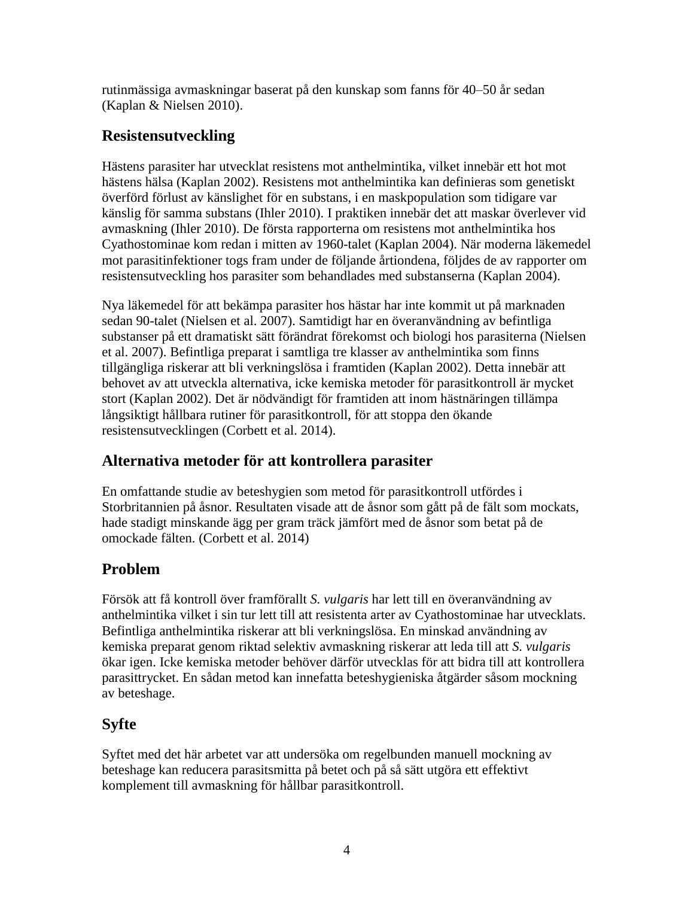rutinmässiga avmaskningar baserat på den kunskap som fanns för 40–50 år sedan (Kaplan & Nielsen 2010).

## Resistensutveckling

Hästens parasiter har utvecklat resistens mot anthelmintika, vilket innebär ett hot mot hästens hälsa (Kaplan 2002). Resistens mot anthelmintika kan definieras som genetiskt överförd förlust av känslighet för en substans, i en maskpopulation som tidigare var känslig för samma substans (Ihler 2010). I praktiken innebär det att maskar överlever vid avmaskning (Ihler 2010). De första rapporterna om resistens mot anthelmintika hos Cyathostominae kom redan i mitten av 1960-talet (Kaplan 2004). När moderna läkemedel mot parasitinfektioner togs fram under de följande årtiondena, följdes de av rapporter om resistensutveckling hos parasiter som behandlades med substanserna (Kaplan 2004).

Nya läkemedel för att bekämpa parasiter hos hästar har inte kommit ut på marknaden sedan 90-talet (Nielsen et al. 2007). Samtidigt har en överanvändning av befintliga substanser på ett dramatiskt sätt förändrat förekomst och biologi hos parasiterna (Nielsen et al. 2007). Befintliga preparat i samtliga tre klasser av anthelmintika som finns tillgängliga riskerar att bli verkningslösa i framtiden (Kaplan 2002). Detta innebär att behovet av att utveckla alternativa, icke kemiska metoder för parasitkontroll är mycket stort (Kaplan 2002). Det är nödvändigt för framtiden att inom hästnäringen tillämpa långsiktigt hållbara rutiner för parasitkontroll, för att stoppa den ökande resistensutvecklingen (Corbett et al. 2014).

## Alternativa metoder för att kontrollera parasiter

En omfattande studie av beteshygien som metod för parasitkontroll utfördes i Storbritannien på åsnor. Resultaten visade att de åsnor som gått på de fält som mockats, hade stadigt minskande ägg per gram träck jämfört med de åsnor som betat på de omockade fälten. (Corbett et al. 2014)

## Problem

Försök att få kontroll över framförallt *S. vulgaris* har lett till en överanvändning av anthelmintika vilket i sin tur lett till att resistenta arter av Cyathostominae har utvecklats. Befintliga anthelmintika riskerar att bli verkningslösa. En minskad användning av kemiska preparat genom riktad selektiv avmaskning riskerar att leda till att *S. vulgaris* ökar igen. Icke kemiska metoder behöver därför utvecklas för att bidra till att kontrollera parasittrycket. En sådan metod kan innefatta beteshygieniska åtgärder såsom mockning av beteshage.

## Syfte

Syftet med det här arbetet var att undersöka om regelbunden manuell mockning av beteshage kan reducera parasitsmitta på betet och på så sätt utgöra ett effektivt komplement till avmaskning för hållbar parasitkontroll.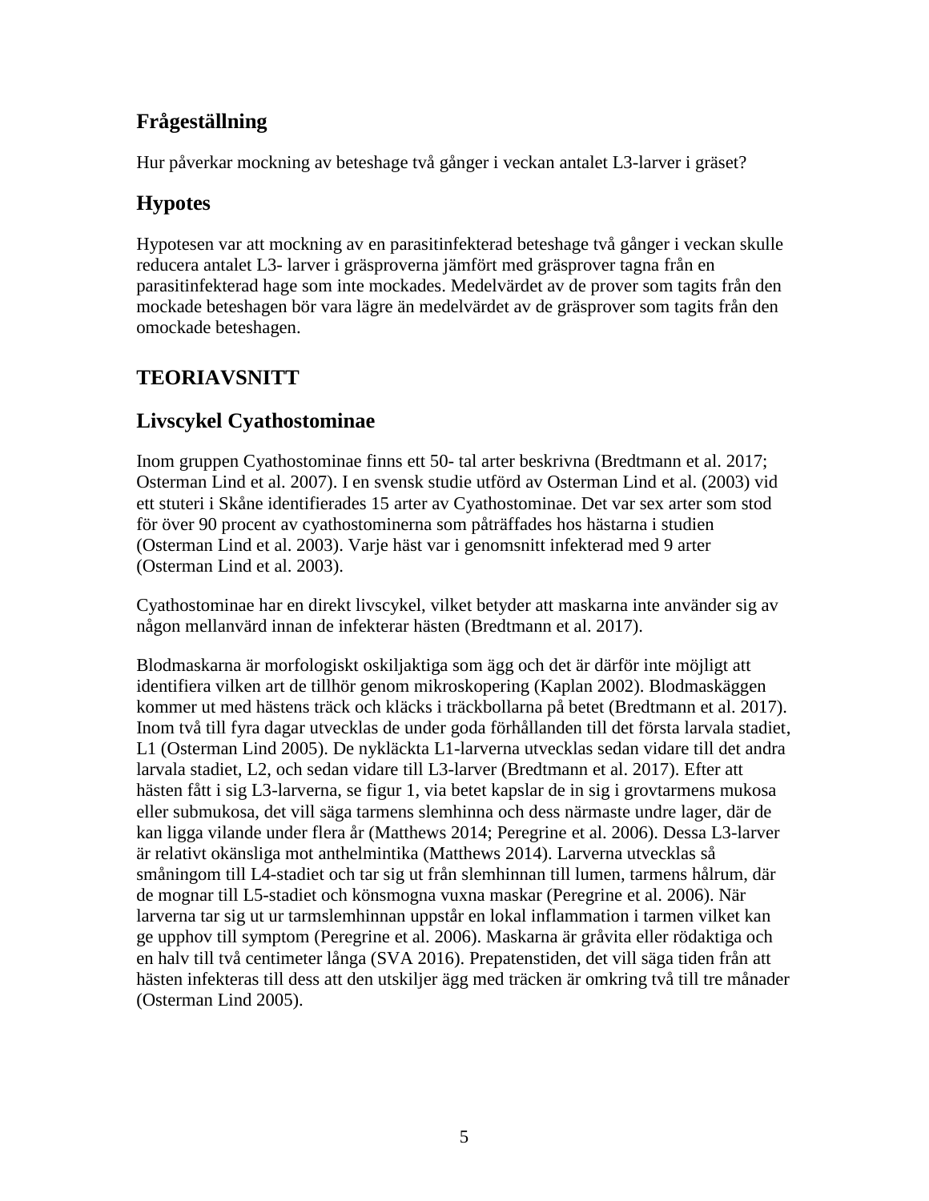## Frågeställning

Hur påverkar mockning av beteshage två gånger i veckan antalet L3-larver i gräset?

## Hypotes

Hypotesen var att mockning av en parasitinfekterad beteshage två gånger i veckan skulle reducera antalet L3- larver i gräsproverna jämfört med gräsprover tagna från en parasitinfekterad hage som inte mockades. Medelvärdet av de prover som tagits från den mockade beteshagen bör vara lägre än medelvärdet av de gräsprover som tagits från den omockade beteshagen.

# TEORIAVSNITT

## Livscykel Cyathostominae

Inom gruppen Cyathostominae finns ett 50- tal arter beskrivna (Bredtmann et al. 2017; Osterman Lind et al. 2007). I en svensk studie utförd av Osterman Lind et al. (2003) vid ett stuteri i Skåne identifierades 15 arter av Cyathostominae. Det var sex arter som stod för över 90 procent av cyathostominerna som påträffades hos hästarna i studien (Osterman Lind et al. 2003). Varje häst var i genomsnitt infekterad med 9 arter (Osterman Lind et al. 2003).

Cyathostominae har en direkt livscykel, vilket betyder att maskarna inte använder sig av någon mellanvärd innan de infekterar hästen (Bredtmann et al. 2017).

Blodmaskarna är morfologiskt oskiljaktiga som ägg och det är därför inte möjligt att identifiera vilken art de tillhör genom mikroskopering (Kaplan 2002). Blodmaskäggen kommer ut med hästens träck och kläcks i träckbollarna på betet (Bredtmann et al. 2017). Inom två till fyra dagar utvecklas de under goda förhållanden till det första larvala stadiet, L1 (Osterman Lind 2005). De nykläckta L1-larverna utvecklas sedan vidare till det andra larvala stadiet, L2, och sedan vidare till L3-larver (Bredtmann et al. 2017). Efter att hästen fått i sig L3-larverna, se figur 1, via betet kapslar de in sig i grovtarmens mukosa eller submukosa, det vill säga tarmens slemhinna och dess närmaste undre lager, där de kan ligga vilande under flera år (Matthews 2014; Peregrine et al. 2006). Dessa L3-larver är relativt okänsliga mot anthelmintika (Matthews 2014). Larverna utvecklas så småningom till L4-stadiet och tar sig ut från slemhinnan till lumen, tarmens hålrum, där de mognar till L5-stadiet och könsmogna vuxna maskar (Peregrine et al. 2006). När larverna tar sig ut ur tarmslemhinnan uppstår en lokal inflammation i tarmen vilket kan ge upphov till symptom (Peregrine et al. 2006). Maskarna är gråvita eller rödaktiga och en halv till två centimeter långa (SVA 2016). Prepatenstiden, det vill säga tiden från att hästen infekteras till dess att den utskiljer ägg med träcken är omkring två till tre månader (Osterman Lind 2005).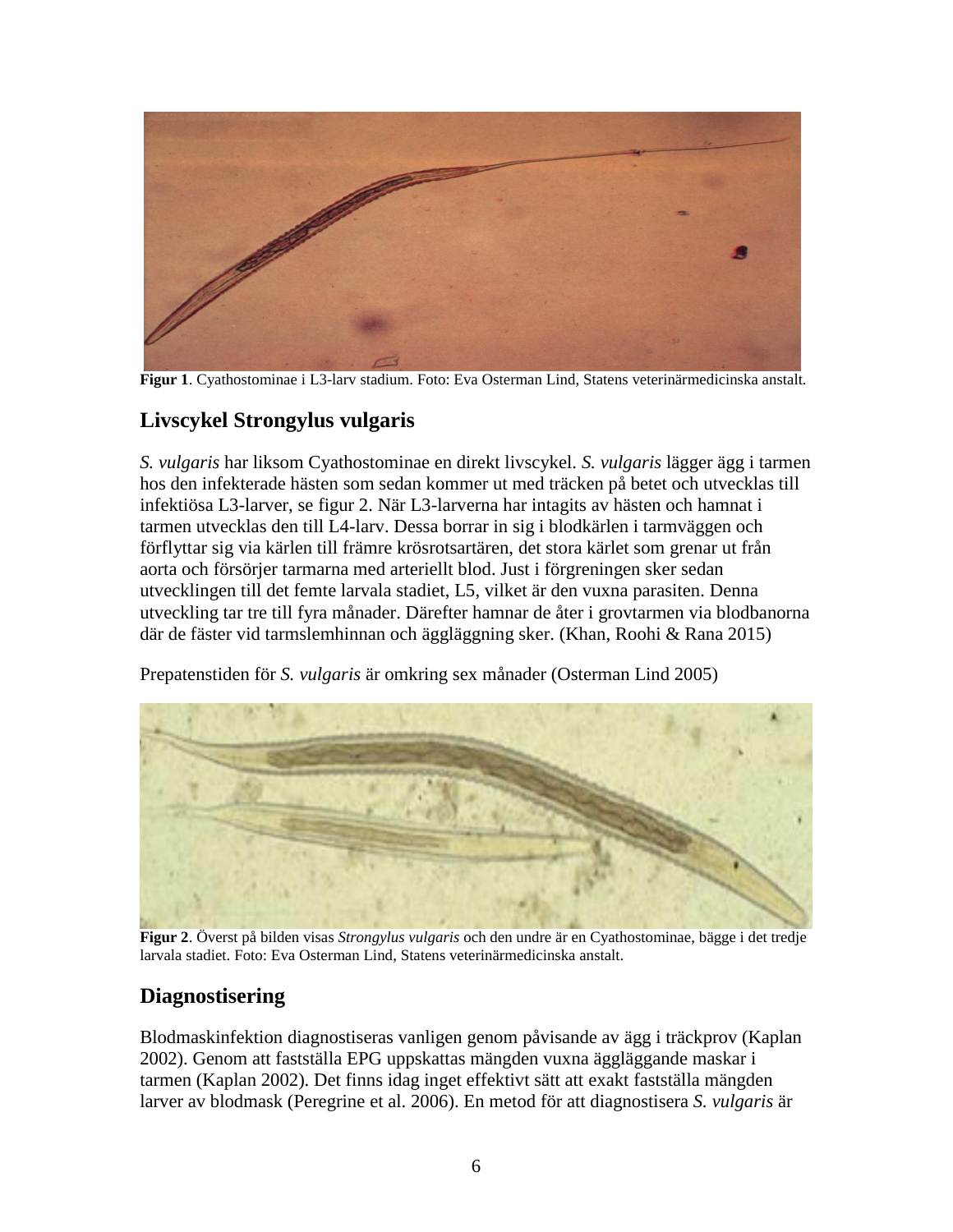**Figur 1**. Cyathostominae i L3-larv stadium. Foto: Eva Osterman Lind, Statens veterinärmedicinska anstalt.

## Livscykel Strongylus vulgaris

*S. vulgaris* har liksom Cyathostominae en direkt livscykel. *S. vulgaris* lägger ägg i tarmen hos den infekterade hästen som sedan kommer ut med träcken på betet och utvecklas till infektiösa L3-larver, se figur 2. När L3-larverna har intagits av hästen och hamnat i tarmen utvecklas den till L4-larv. Dessa borrar in sig i blodkärlen i tarmväggen och förflyttar sig via kärlen till främre krösrotsartären, det stora kärlet som grenar ut från aorta och försörjer tarmarna med arteriellt blod. Just i förgreningen sker sedan utvecklingen till det femte larvala stadiet, L5, vilket är den vuxna parasiten. Denna utveckling tar tre till fyra månader. Därefter hamnar de åter i grovtarmen via blodbanorna där de fäster vid tarmslemhinnan och äggläggning sker. (Khan, Roohi & Rana 2015)

Prepatenstiden för *S. vulgaris* är omkring sex månader (Osterman Lind 2005)

**Figur 2**. Överst på bilden visas *Strongylus vulgaris* och den undre är en Cyathostominae, bägge i det tredje larvala stadiet. Foto: Eva Osterman Lind, Statens veterinärmedicinska anstalt.

## Diagnostisering

Blodmaskinfektion diagnostiseras vanligen genom påvisande av ägg i träckprov (Kaplan 2002). Genom att fastställa EPG uppskattas mängden vuxna äggläggande maskar i tarmen (Kaplan 2002). Det finns idag inget effektivt sätt att exakt fastställa mängden larver av blodmask (Peregrine et al. 2006). En metod för att diagnostisera *S. vulgaris* är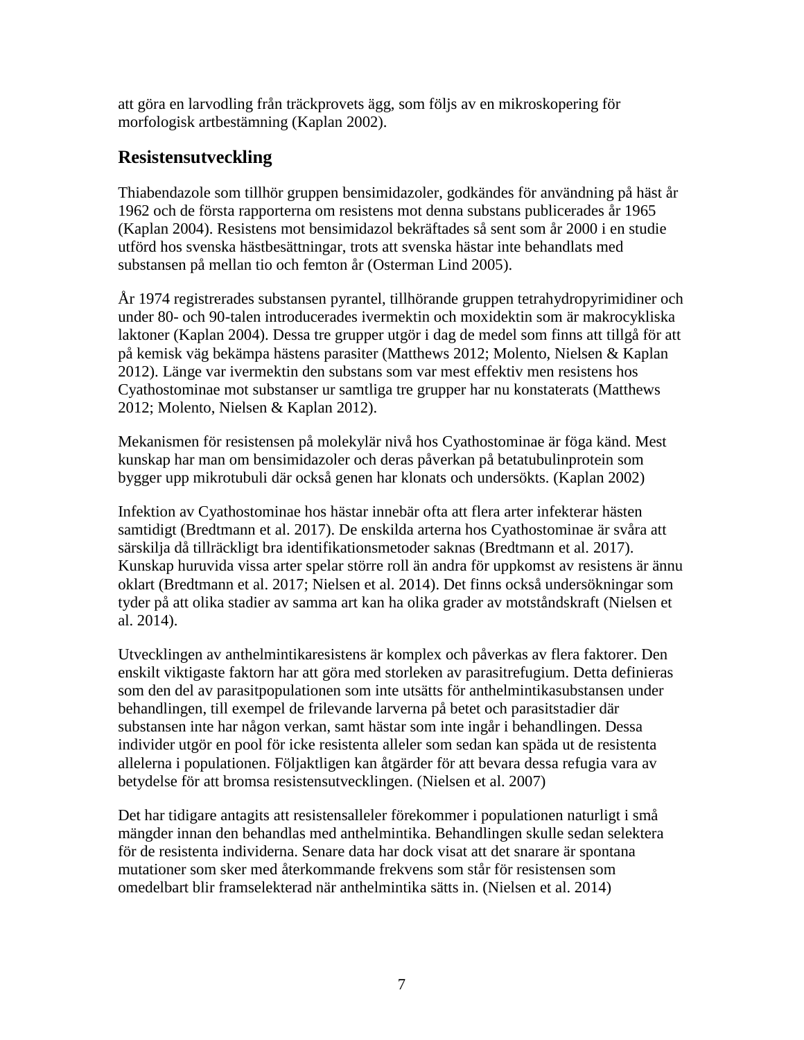att göra en larvodling från träckprovets ägg, som följs av en mikroskopering för morfologisk artbestämning (Kaplan 2002).

## Resistensutveckling

Thiabendazole som tillhör gruppen bensimidazoler, godkändes för användning på häst år 1962 och de första rapporterna om resistens mot denna substans publicerades år 1965 (Kaplan 2004). Resistens mot bensimidazol bekräftades så sent som år 2000 i en studie utförd hos svenska hästbesättningar, trots att svenska hästar inte behandlats med substansen på mellan tio och femton år (Osterman Lind 2005).

År 1974 registrerades substansen pyrantel, tillhörande gruppen tetrahydropyrimidiner och under 80- och 90-talen introducerades ivermektin och moxidektin som är makrocykliska laktoner (Kaplan 2004). Dessa tre grupper utgör i dag de medel som finns att tillgå för att på kemisk väg bekämpa hästens parasiter (Matthews 2012; Molento, Nielsen & Kaplan 2012). Länge var ivermektin den substans som var mest effektiv men resistens hos Cyathostominae mot substanser ur samtliga tre grupper har nu konstaterats (Matthews 2012; Molento, Nielsen & Kaplan 2012).

Mekanismen för resistensen på molekylär nivå hos Cyathostominae är föga känd. Mest kunskap har man om bensimidazoler och deras påverkan på betatubulinprotein som bygger upp mikrotubuli där också genen har klonats och undersökts. (Kaplan 2002)

Infektion av Cyathostominae hos hästar innebär ofta att flera arter infekterar hästen samtidigt (Bredtmann et al. 2017). De enskilda arterna hos Cyathostominae är svåra att särskilja då tillräckligt bra identifikationsmetoder saknas (Bredtmann et al. 2017). Kunskap huruvida vissa arter spelar större roll än andra för uppkomst av resistens är ännu oklart (Bredtmann et al. 2017; Nielsen et al. 2014). Det finns också undersökningar som tyder på att olika stadier av samma art kan ha olika grader av motståndskraft (Nielsen et al. 2014).

Utvecklingen av anthelmintikaresistens är komplex och påverkas av flera faktorer. Den enskilt viktigaste faktorn har att göra med storleken av parasitrefugium. Detta definieras som den del av parasitpopulationen som inte utsätts för anthelmintikasubstansen under behandlingen, till exempel de frilevande larverna på betet och parasitstadier där substansen inte har någon verkan, samt hästar som inte ingår i behandlingen. Dessa individer utgör en pool för icke resistenta alleler som sedan kan späda ut de resistenta allelerna i populationen. Följaktligen kan åtgärder för att bevara dessa refugia vara av betydelse för att bromsa resistensutvecklingen. (Nielsen et al. 2007)

Det har tidigare antagits att resistensalleler förekommer i populationen naturligt i små mängder innan den behandlas med anthelmintika. Behandlingen skulle sedan selektera för de resistenta individerna. Senare data har dock visat att det snarare är spontana mutationer som sker med återkommande frekvens som står för resistensen som omedelbart blir framselekterad när anthelmintika sätts in. (Nielsen et al. 2014)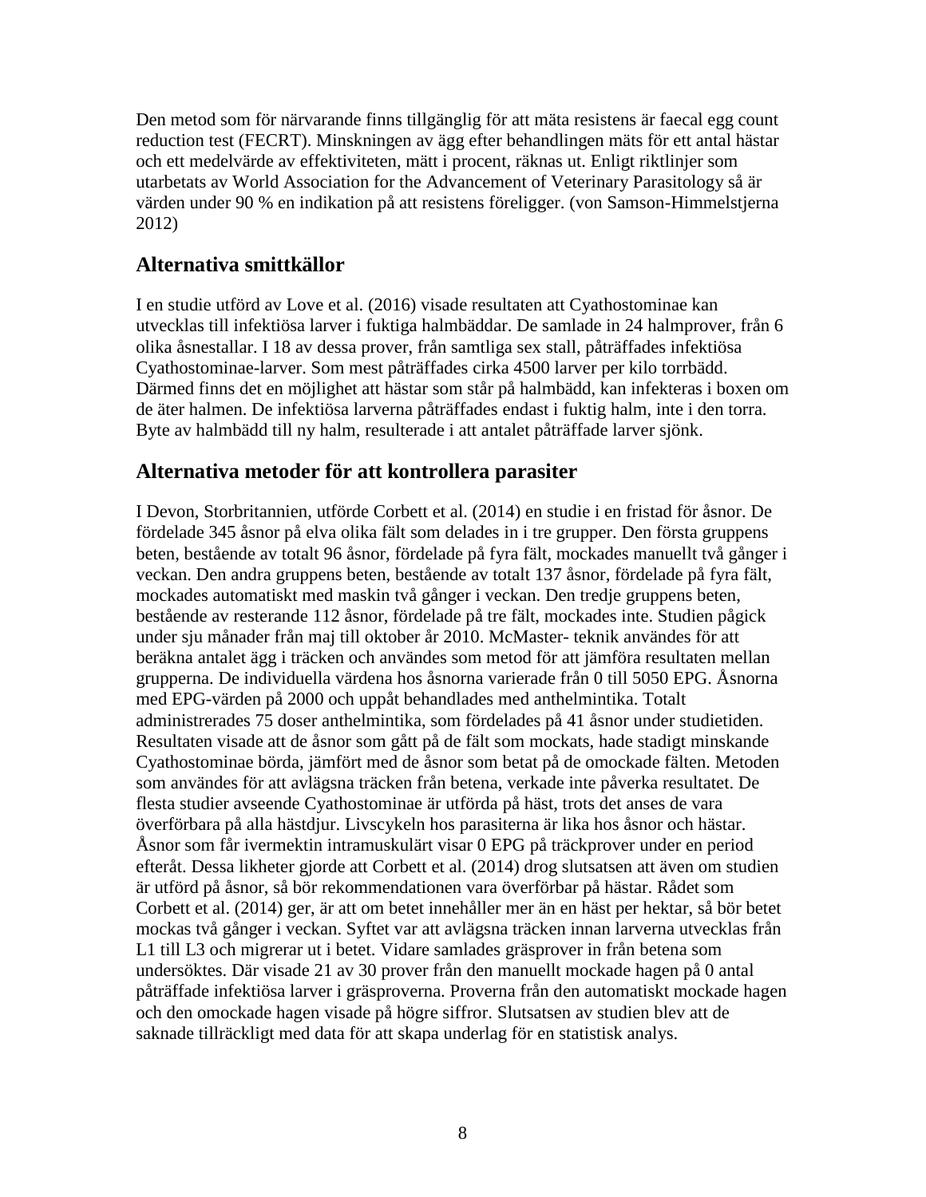Den metod som för närvarande finns tillgänglig för att mäta resistens är faecal egg count reduction test (FECRT). Minskningen av ägg efter behandlingen mäts för ett antal hästar och ett medelvärde av effektiviteten, mätt i procent, räknas ut. Enligt riktlinjer som utarbetats av World Association for the Advancement of Veterinary Parasitology så är värden under 90 % en indikation på att resistens föreligger. (von Samson-Himmelstjerna 2012)

## Alternativa smittkällor

I en studie utförd av Love et al. (2016) visade resultaten att Cyathostominae kan utvecklas till infektiösa larver i fuktiga halmbäddar. De samlade in 24 halmprover, från 6 olika åsnestallar. I 18 av dessa prover, från samtliga sex stall, påträffades infektiösa Cyathostominae-larver. Som mest påträffades cirka 4500 larver per kilo torrbädd. Därmed finns det en möjlighet att hästar som står på halmbädd, kan infekteras i boxen om de äter halmen. De infektiösa larverna påträffades endast i fuktig halm, inte i den torra. Byte av halmbädd till ny halm, resulterade i att antalet påträffade larver sjönk.

## Alternativa metoder för att kontrollera parasiter

I Devon, Storbritannien, utförde Corbett et al. (2014) en studie i en fristad för åsnor. De fördelade 345 åsnor på elva olika fält som delades in i tre grupper. Den första gruppens beten, bestående av totalt 96 åsnor, fördelade på fyra fält, mockades manuellt två gånger i veckan. Den andra gruppens beten, bestående av totalt 137 åsnor, fördelade på fyra fält, mockades automatiskt med maskin två gånger i veckan. Den tredje gruppens beten, bestående av resterande 112 åsnor, fördelade på tre fält, mockades inte. Studien pågick under sju månader från maj till oktober år 2010. McMaster- teknik användes för att beräkna antalet ägg i träcken och användes som metod för att jämföra resultaten mellan grupperna. De individuella värdena hos åsnorna varierade från 0 till 5050 EPG. Åsnorna med EPG-värden på 2000 och uppåt behandlades med anthelmintika. Totalt administrerades 75 doser anthelmintika, som fördelades på 41 åsnor under studietiden. Resultaten visade att de åsnor som gått på de fält som mockats, hade stadigt minskande Cyathostominae börda, jämfört med de åsnor som betat på de omockade fälten. Metoden som användes för att avlägsna träcken från betena, verkade inte påverka resultatet. De flesta studier avseende Cyathostominae är utförda på häst, trots det anses de vara överförbara på alla hästdjur. Livscykeln hos parasiterna är lika hos åsnor och hästar. Åsnor som får ivermektin intramuskulärt visar 0 EPG på träckprover under en period efteråt. Dessa likheter gjorde att Corbett et al. (2014) drog slutsatsen att även om studien är utförd på åsnor, så bör rekommendationen vara överförbar på hästar. Rådet som Corbett et al. (2014) ger, är att om betet innehåller mer än en häst per hektar, så bör betet mockas två gånger i veckan. Syftet var att avlägsna träcken innan larverna utvecklas från L1 till L3 och migrerar ut i betet. Vidare samlades gräsprover in från betena som undersöktes. Där visade 21 av 30 prover från den manuellt mockade hagen på 0 antal påträffade infektiösa larver i gräsproverna. Proverna från den automatiskt mockade hagen och den omockade hagen visade på högre siffror. Slutsatsen av studien blev att de saknade tillräckligt med data för att skapa underlag för en statistisk analys.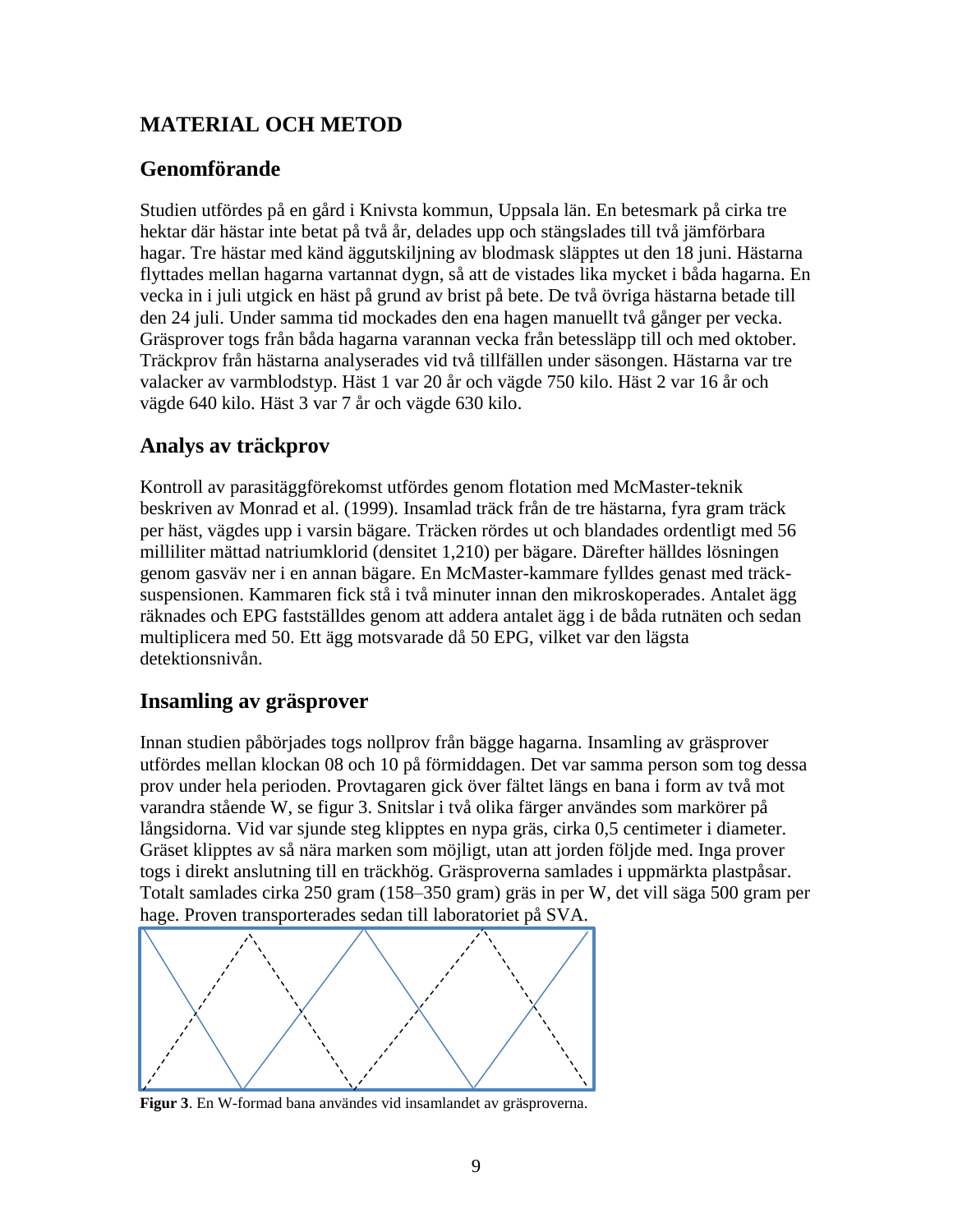# MATERIAL OCH METOD

## Genomförande

Studien utfördes på en gård i Knivsta kommun, Uppsala län. En betesmark på cirka tre hektar där hästar inte betat på två år, delades upp och stängslades till två jämförbara hagar. Tre hästar med känd äggutskiljning av blodmask släpptes ut den 18 juni. Hästarna flyttades mellan hagarna vartannat dygn, så att de vistades lika mycket i båda hagarna. En vecka in i juli utgick en häst på grund av brist på bete. De två övriga hästarna betade till den 24 juli. Under samma tid mockades den ena hagen manuellt två gånger per vecka. Gräsprover togs från båda hagarna varannan vecka från betessläpp till och med oktober. Träckprov från hästarna analyserades vid två tillfällen under säsongen. Hästarna var tre valacker av varmblodstyp. Häst 1 var 20 år och vägde 750 kilo. Häst 2 var 16 år och vägde 640 kilo. Häst 3 var 7 år och vägde 630 kilo.

## Analys av träckprov

Kontroll av parasitäggförekomst utfördes genom flotation med McMaster-teknik beskriven av Monrad et al. (1999). Insamlad träck från de tre hästarna, fyra gram träck per häst, vägdes upp i varsin bägare. Träcken rördes ut och blandades ordentligt med 56 milliliter mättad natriumklorid (densitet 1,210) per bägare. Därefter hälldes lösningen genom gasväv ner i en annan bägare. En McMaster-kammare fylldes genast med träck-suspensionen. Kammaren fick stå i två minuter innan den mikroskoperades. Antalet ägg räknades och EPG fastställdes genom att addera antalet ägg i de båda rutnäten och sedan multiplicera med 50. Ett ägg motsvarade då 50 EPG, vilket var den lägsta detektionsnivån.

## Insamling av gräsprover

Innan studien påbörjades togs nollprov från bägge hagarna. Insamling av gräsprover utfördes mellan klockan 08 och 10 på förmiddagen. Det var samma person som tog dessa prov under hela perioden. Provtagaren gick över fältet längs en bana i form av två mot varandra stående W, se figur 3. Snitslar i två olika färger användes som markörer på långsidorna. Vid var sjunde steg klipptes en nypa gräs, cirka 0,5 centimeter i diameter. Gräset klipptes av så nära marken som möjligt, utan att jorden följde med. Inga prover togs i direkt anslutning till en träckhög. Gräsproverna samlades i uppmärkta plastpåsar. Totalt samlades cirka 250 gram (158–350 gram) gräs in per W, det vill säga 500 gram per hage. Proven transporterades sedan till laboratoriet på SVA.

**Figur 3**. En W-formad bana användes vid insamlandet av gräsproverna.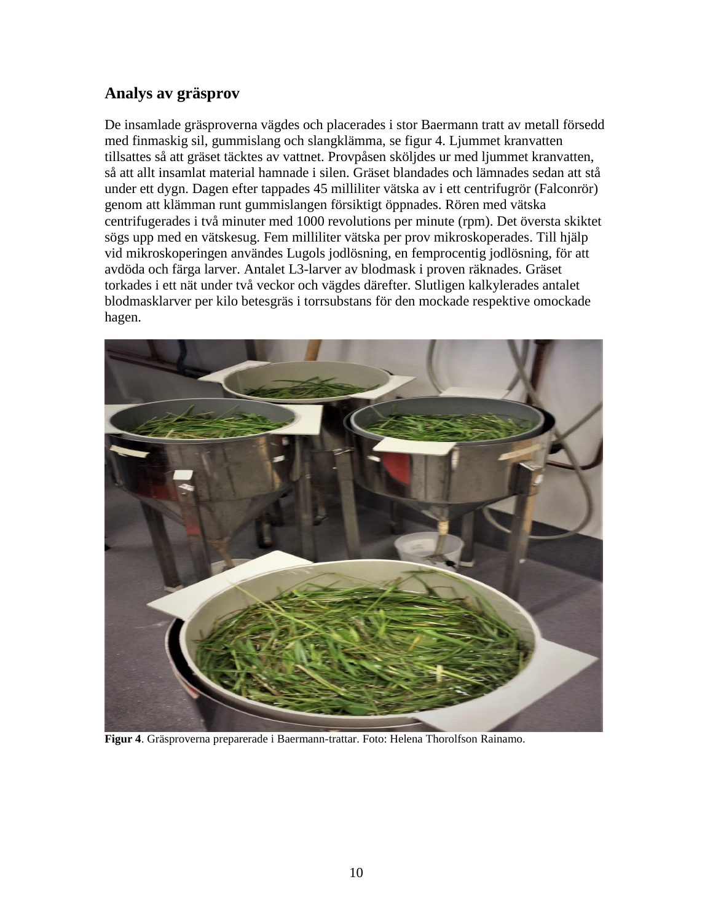## Analys av gräsprov

De insamlade gräsproverna vägdes och placerades i stor Baermann tratt av metall försedd med finmaskig sil, gummislang och slangklämma, se figur 4. Ljummet kranvatten tillsattes så att gräset täcktes av vattnet. Provpåsen sköljdes ur med ljummet kranvatten, så att allt insamlat material hamnade i silen. Gräset blandades och lämnades sedan att stå under ett dygn. Dagen efter tappades 45 milliliter vätska av i ett centrifugrör (Falconrör) genom att klämman runt gummislangen försiktigt öppnades. Rören med vätska centrifugerades i två minuter med 1000 revolutions per minute (rpm). Det översta skiktet sögs upp med en vätskesug. Fem milliliter vätska per prov mikroskoperades. Till hjälp vid mikroskoperingen användes Lugols jodlösning, en femprocentig jodlösning, för att avdöda och färga larver. Antalet L3-larver av blodmask i proven räknades. Gräset torkades i ett nät under två veckor och vägdes därefter. Slutligen kalkylerades antalet blodmasklarver per kilo betesgräs i torrsubstans för den mockade respektive omockade hagen.

**Figur 4**. Gräsproverna preparerade i Baermann-trattar. Foto: Helena Thorolfson Rainamo.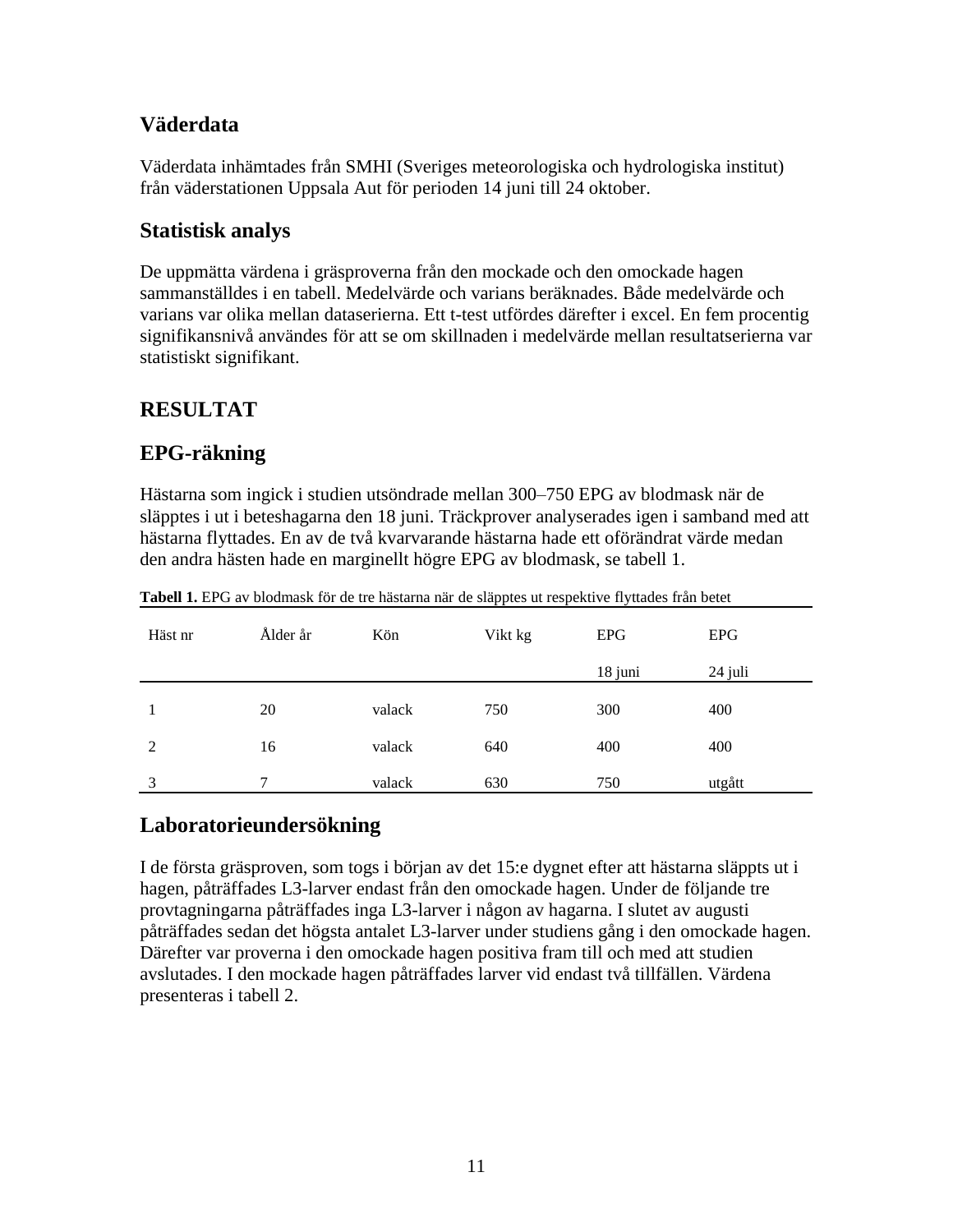## Väderdata

Väderdata inhämtades från SMHI (Sveriges meteorologiska och hydrologiska institut) från väderstationen Uppsala Aut för perioden 14 juni till 24 oktober.

## Statistisk analys

De uppmätta värdena i gräsproverna från den mockade och den omockade hagen sammanställdes i en tabell. Medelvärde och varians beräknades. Både medelvärde och varians var olika mellan dataserierna. Ett t-test utfördes därefter i excel. En fem procentig signifikansnivå användes för att se om skillnaden i medelvärde mellan resultatserierna var statistiskt signifikant.

# RESULTAT

## EPG-räkning

Hästarna som ingick i studien utsöndrade mellan 300–750 EPG av blodmask när de släpptes i ut i beteshagarna den 18 juni. Träckprover analyserades igen i samband med att hästarna flyttades. En av de två kvarvarande hästarna hade ett oförändrat värde medan den andra hästen hade en marginellt högre EPG av blodmask, se tabell 1.

**Tabell 1.** EPG av blodmask för de tre hästarna när de släpptes ut respektive flyttades från betet

| Häst nr | Ålder år | Kön | Vikt kg | EPG 18 juni | EPG 24 juli |
|---|---|---|---|---|---|
| 1 | 20 | valack | 750 | 300 | 400 |
| 2 | 16 | valack | 640 | 400 | 400 |
| 3 | 7 | valack | 630 | 750 | utgått |

## Laboratorieundersökning

I de första gräsproven, som togs i början av det 15:e dygnet efter att hästarna släppts ut i hagen, påträffades L3-larver endast från den omockade hagen. Under de följande tre provtagningarna påträffades inga L3-larver i någon av hagarna. I slutet av augusti påträffades sedan det högsta antalet L3-larver under studiens gång i den omockade hagen. Därefter var proverna i den omockade hagen positiva fram till och med att studien avslutades. I den mockade hagen påträffades larver vid endast två tillfällen. Värdena presenteras i tabell 2.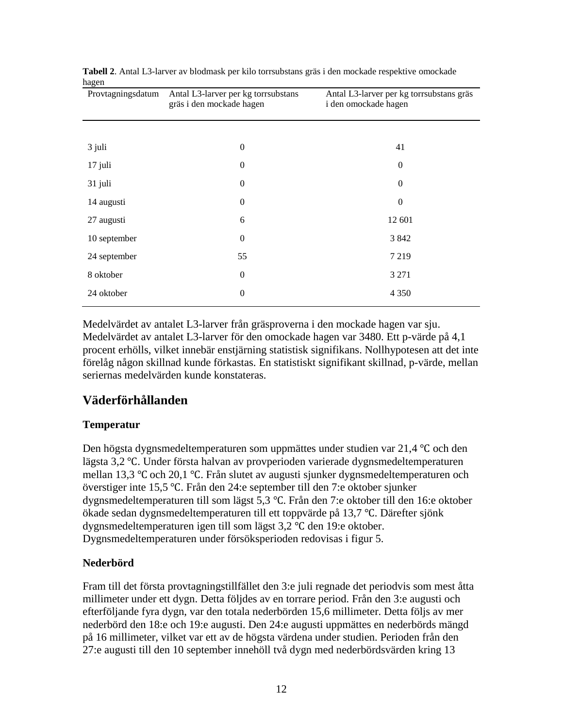**Tabell 2**. Antal L3-larver av blodmask per kilo torrsubstans gräs i den mockade respektive omockade hagen

| Provtagningsdatum | Antal L3-larver per kg torrsubstans gräs i den mockade hagen | Antal L3-larver per kg torrsubstans gräs i den omockade hagen |
|---|---|---|
| 3 juli | 0 | 41 |
| 17 juli | 0 | 0 |
| 31 juli | 0 | 0 |
| 14 augusti | 0 | 0 |
| 27 augusti | 6 | 12 601 |
| 10 september | 0 | 3 842 |
| 24 september | 55 | 7 219 |
| 8 oktober | 0 | 3 271 |
| 24 oktober | 0 | 4 350 |

Medelvärdet av antalet L3-larver från gräsproverna i den mockade hagen var sju. Medelvärdet av antalet L3-larver för den omockade hagen var 3480. Ett p-värde på 4,1 procent erhölls, vilket innebär enstjärning statistisk signifikans. Nollhypotesen att det inte förelåg någon skillnad kunde förkastas. En statistiskt signifikant skillnad, p-värde, mellan seriernas medelvärden kunde konstateras.

## Väderförhållanden

### Temperatur

Den högsta dygnsmedeltemperaturen som uppmättes under studien var 21,4 ℃ och den lägsta 3,2 ℃. Under första halvan av provperioden varierade dygnsmedeltemperaturen mellan 13,3 ℃ och 20,1 ℃. Från slutet av augusti sjunker dygnsmedeltemperaturen och överstiger inte 15,5 ℃. Från den 24:e september till den 7:e oktober sjunker dygnsmedeltemperaturen till som lägst 5,3 ℃. Från den 7:e oktober till den 16:e oktober ökade sedan dygnsmedeltemperaturen till ett toppvärde på 13,7 ℃. Därefter sjönk dygnsmedeltemperaturen igen till som lägst 3,2 ℃ den 19:e oktober. Dygnsmedeltemperaturen under försöksperioden redovisas i figur 5.

### Nederbörd

Fram till det första provtagningstillfället den 3:e juli regnade det periodvis som mest åtta millimeter under ett dygn. Detta följdes av en torrare period. Från den 3:e augusti och efterföljande fyra dygn, var den totala nederbörden 15,6 millimeter. Detta följs av mer nederbörd den 18:e och 19:e augusti. Den 24:e augusti uppmättes en nederbörds mängd på 16 millimeter, vilket var ett av de högsta värdena under studien. Perioden från den 27:e augusti till den 10 september innehöll två dygn med nederbördsvärden kring 13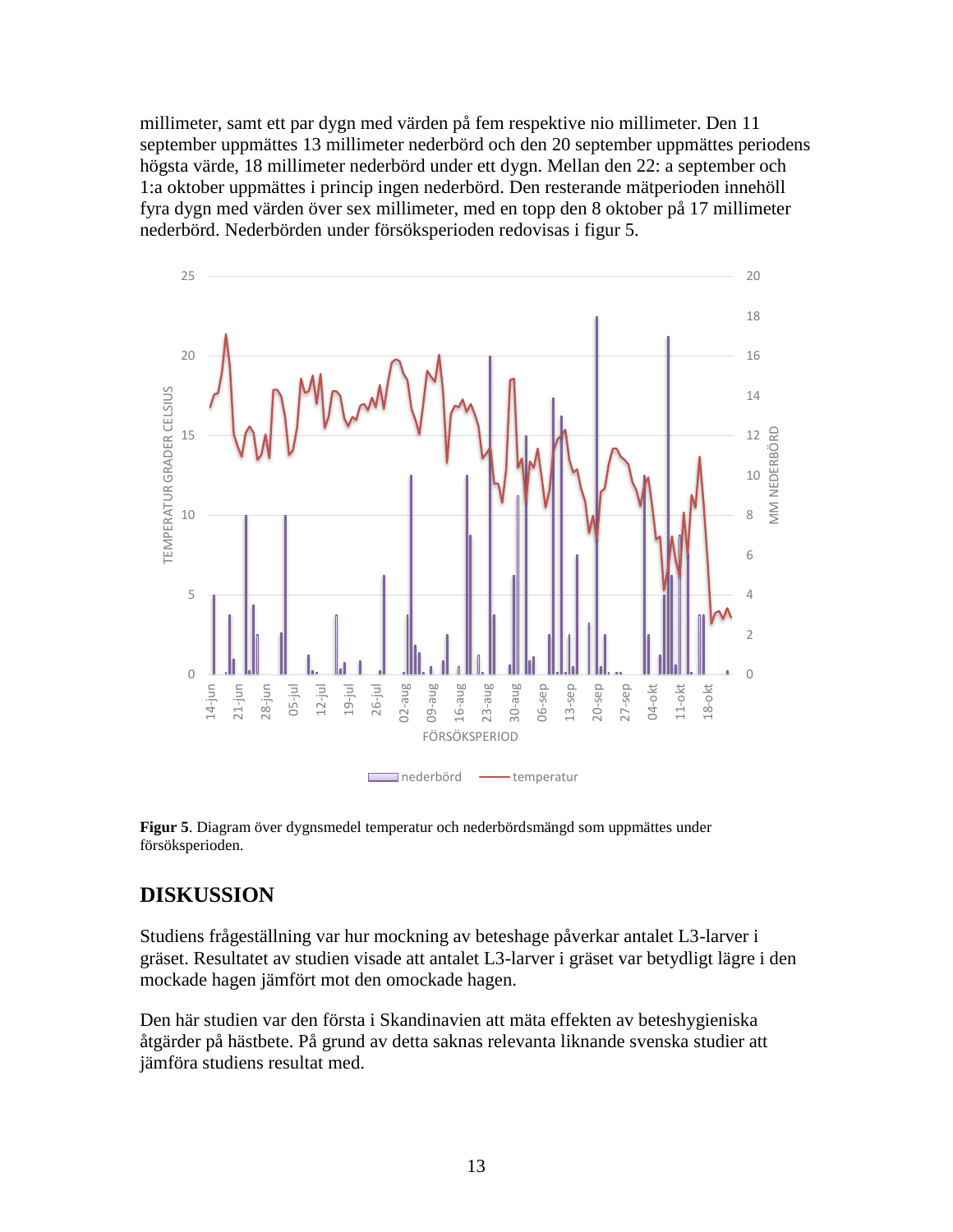millimeter, samt ett par dygn med värden på fem respektive nio millimeter. Den 11 september uppmättes 13 millimeter nederbörd och den 20 september uppmättes periodens högsta värde, 18 millimeter nederbörd under ett dygn. Mellan den 22: a september och 1:a oktober uppmättes i princip ingen nederbörd. Den resterande mätperioden innehöll fyra dygn med värden över sex millimeter, med en topp den 8 oktober på 17 millimeter nederbörd. Nederbörden under försöksperioden redovisas i figur 5.

**Figur 5**. Diagram över dygnsmedel temperatur och nederbördsmängd som uppmättes under försöksperioden.

## DISKUSSION

Studiens frågeställning var hur mockning av beteshage påverkar antalet L3-larver i gräset. Resultatet av studien visade att antalet L3-larver i gräset var betydligt lägre i den mockade hagen jämfört mot den omockade hagen.

Den här studien var den första i Skandinavien att mäta effekten av beteshygieniska åtgärder på hästbete. På grund av detta saknas relevanta liknande svenska studier att jämföra studiens resultat med.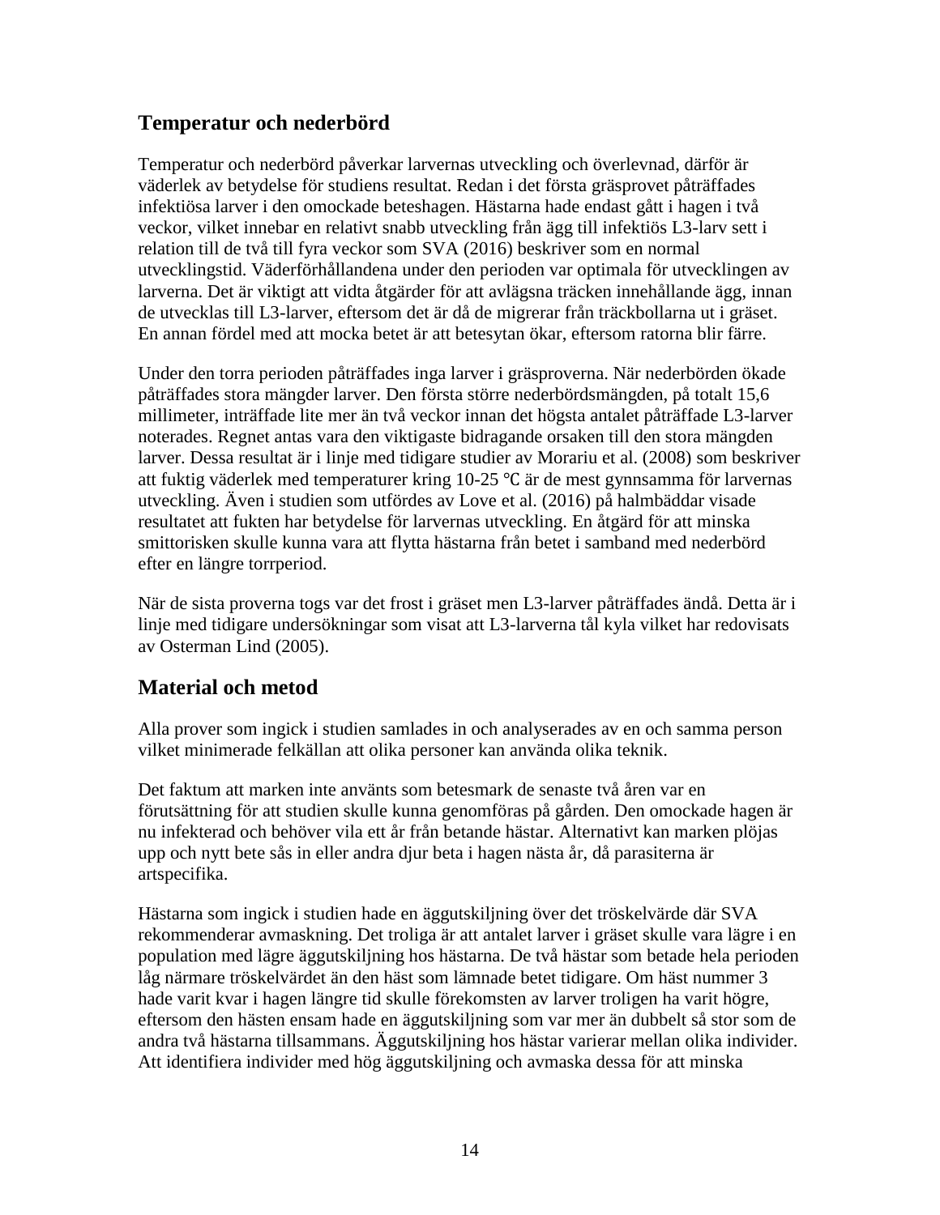## Temperatur och nederbörd

Temperatur och nederbörd påverkar larvernas utveckling och överlevnad, därför är väderlek av betydelse för studiens resultat. Redan i det första gräsprovet påträffades infektiösa larver i den omockade beteshagen. Hästarna hade endast gått i hagen i två veckor, vilket innebar en relativt snabb utveckling från ägg till infektiös L3-larv sett i relation till de två till fyra veckor som SVA (2016) beskriver som en normal utvecklingstid. Väderförhållandena under den perioden var optimala för utvecklingen av larverna. Det är viktigt att vidta åtgärder för att avlägsna träcken innehållande ägg, innan de utvecklas till L3-larver, eftersom det är då de migrerar från träckbollarna ut i gräset. En annan fördel med att mocka betet är att betesytan ökar, eftersom ratorna blir färre.

Under den torra perioden påträffades inga larver i gräsproverna. När nederbörden ökade påträffades stora mängder larver. Den första större nederbördsmängden, på totalt 15,6 millimeter, inträffade lite mer än två veckor innan det högsta antalet påträffade L3-larver noterades. Regnet antas vara den viktigaste bidragande orsaken till den stora mängden larver. Dessa resultat är i linje med tidigare studier av Morariu et al. (2008) som beskriver att fuktig väderlek med temperaturer kring 10-25 ℃ är de mest gynnsamma för larvernas utveckling. Även i studien som utfördes av Love et al. (2016) på halmbäddar visade resultatet att fukten har betydelse för larvernas utveckling. En åtgärd för att minska smittorisken skulle kunna vara att flytta hästarna från betet i samband med nederbörd efter en längre torrperiod.

När de sista proverna togs var det frost i gräset men L3-larver påträffades ändå. Detta är i linje med tidigare undersökningar som visat att L3-larverna tål kyla vilket har redovisats av Osterman Lind (2005).

## Material och metod

Alla prover som ingick i studien samlades in och analyserades av en och samma person vilket minimerade felkällan att olika personer kan använda olika teknik.

Det faktum att marken inte använts som betesmark de senaste två åren var en förutsättning för att studien skulle kunna genomföras på gården. Den omockade hagen är nu infekterad och behöver vila ett år från betande hästar. Alternativt kan marken plöjas upp och nytt bete sås in eller andra djur beta i hagen nästa år, då parasiterna är artspecifika.

Hästarna som ingick i studien hade en äggutskiljning över det tröskelvärde där SVA rekommenderar avmaskning. Det troliga är att antalet larver i gräset skulle vara lägre i en population med lägre äggutskiljning hos hästarna. De två hästar som betade hela perioden låg närmare tröskelvärdet än den häst som lämnade betet tidigare. Om häst nummer 3 hade varit kvar i hagen längre tid skulle förekomsten av larver troligen ha varit högre, eftersom den hästen ensam hade en äggutskiljning som var mer än dubbelt så stor som de andra två hästarna tillsammans. Äggutskiljning hos hästar varierar mellan olika individer. Att identifiera individer med hög äggutskiljning och avmaska dessa för att minska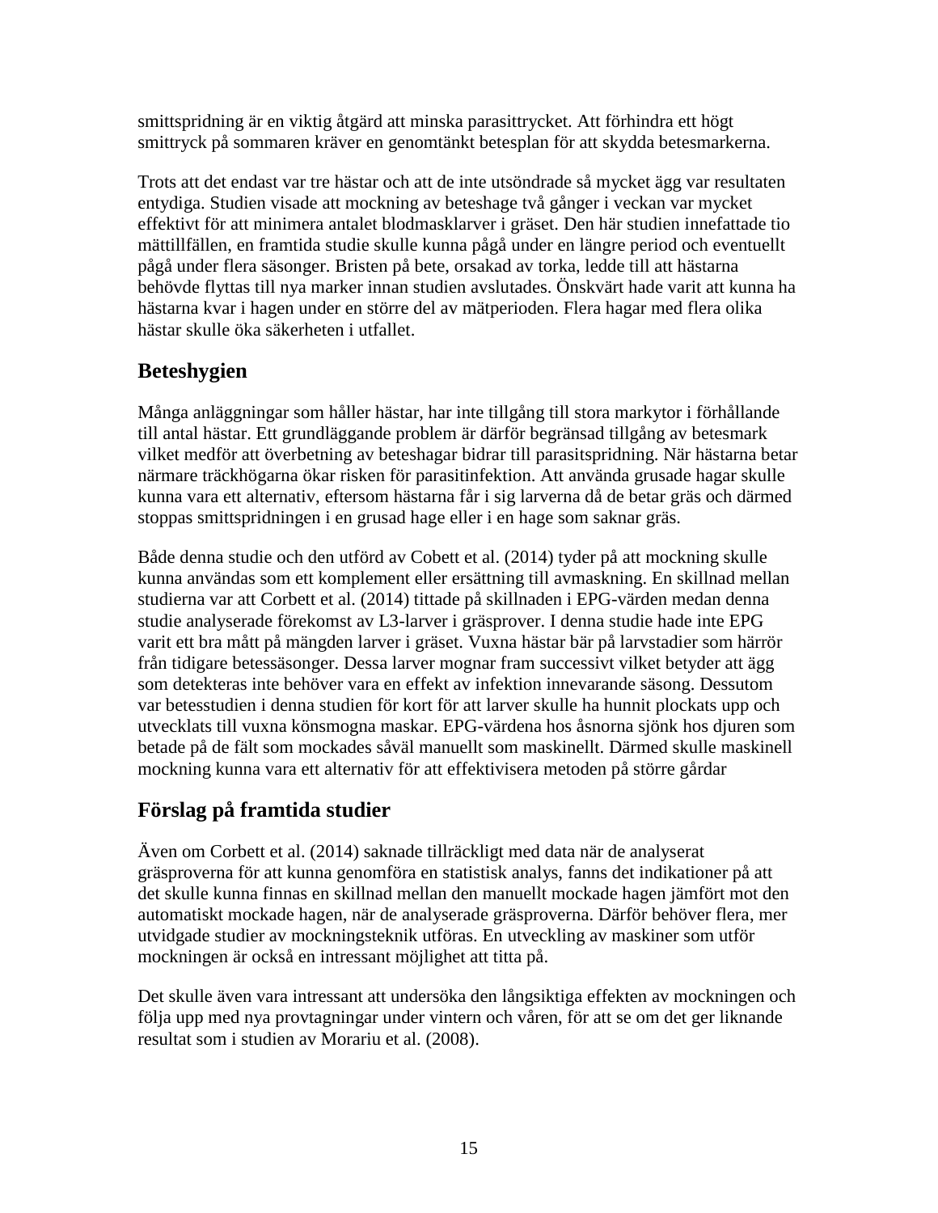smittspridning är en viktig åtgärd att minska parasittrycket. Att förhindra ett högt smittryck på sommaren kräver en genomtänkt betesplan för att skydda betesmarkerna.

Trots att det endast var tre hästar och att de inte utsöndrade så mycket ägg var resultaten entydiga. Studien visade att mockning av beteshage två gånger i veckan var mycket effektivt för att minimera antalet blodmasklarver i gräset. Den här studien innefattade tio mättillfällen, en framtida studie skulle kunna pågå under en längre period och eventuellt pågå under flera säsonger. Bristen på bete, orsakad av torka, ledde till att hästarna behövde flyttas till nya marker innan studien avslutades. Önskvärt hade varit att kunna ha hästarna kvar i hagen under en större del av mätperioden. Flera hagar med flera olika hästar skulle öka säkerheten i utfallet.

## Beteshygien

Många anläggningar som håller hästar, har inte tillgång till stora markytor i förhållande till antal hästar. Ett grundläggande problem är därför begränsad tillgång av betesmark vilket medför att överbetning av beteshagar bidrar till parasitspridning. När hästarna betar närmare träckhögarna ökar risken för parasitinfektion. Att använda grusade hagar skulle kunna vara ett alternativ, eftersom hästarna får i sig larverna då de betar gräs och därmed stoppas smittspridningen i en grusad hage eller i en hage som saknar gräs.

Både denna studie och den utförd av Cobett et al. (2014) tyder på att mockning skulle kunna användas som ett komplement eller ersättning till avmaskning. En skillnad mellan studierna var att Corbett et al. (2014) tittade på skillnaden i EPG-värden medan denna studie analyserade förekomst av L3-larver i gräsprover. I denna studie hade inte EPG varit ett bra mått på mängden larver i gräset. Vuxna hästar bär på larvstadier som härrör från tidigare betessäsonger. Dessa larver mognar fram successivt vilket betyder att ägg som detekteras inte behöver vara en effekt av infektion innevarande säsong. Dessutom var betesstudien i denna studien för kort för att larver skulle ha hunnit plockats upp och utvecklats till vuxna könsmogna maskar. EPG-värdena hos åsnorna sjönk hos djuren som betade på de fält som mockades såväl manuellt som maskinellt. Därmed skulle maskinell mockning kunna vara ett alternativ för att effektivisera metoden på större gårdar

## Förslag på framtida studier

Även om Corbett et al. (2014) saknade tillräckligt med data när de analyserat gräsproverna för att kunna genomföra en statistisk analys, fanns det indikationer på att det skulle kunna finnas en skillnad mellan den manuellt mockade hagen jämfört mot den automatiskt mockade hagen, när de analyserade gräsproverna. Därför behöver flera, mer utvidgade studier av mockningsteknik utföras. En utveckling av maskiner som utför mockningen är också en intressant möjlighet att titta på.

Det skulle även vara intressant att undersöka den långsiktiga effekten av mockningen och följa upp med nya provtagningar under vintern och våren, för att se om det ger liknande resultat som i studien av Morariu et al. (2008).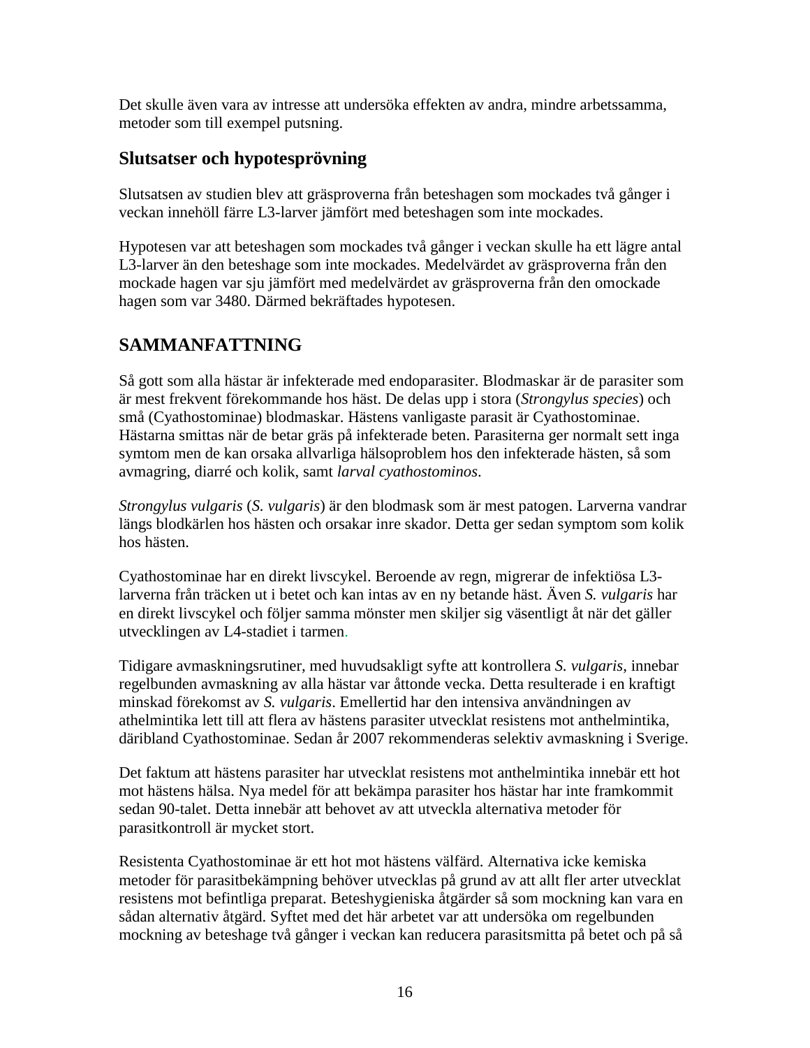Det skulle även vara av intresse att undersöka effekten av andra, mindre arbetssamma, metoder som till exempel putsning.

### Slutsatser och hypotesprövning

Slutsatsen av studien blev att gräsproverna från beteshagen som mockades två gånger i veckan innehöll färre L3-larver jämfört med beteshagen som inte mockades.

Hypotesen var att beteshagen som mockades två gånger i veckan skulle ha ett lägre antal L3-larver än den beteshage som inte mockades. Medelvärdet av gräsproverna från den mockade hagen var sju jämfört med medelvärdet av gräsproverna från den omockade hagen som var 3480. Därmed bekräftades hypotesen.

## SAMMANFATTNING

Så gott som alla hästar är infekterade med endoparasiter. Blodmaskar är de parasiter som är mest frekvent förekommande hos häst. De delas upp i stora (*Strongylus species*) och små (Cyathostominae) blodmaskar. Hästens vanligaste parasit är Cyathostominae. Hästarna smittas när de betar gräs på infekterade beten. Parasiterna ger normalt sett inga symtom men de kan orsaka allvarliga hälsoproblem hos den infekterade hästen, så som avmagring, diarré och kolik, samt *larval cyathostominos*.

*Strongylus vulgaris* (*S. vulgaris*) är den blodmask som är mest patogen. Larverna vandrar längs blodkärlen hos hästen och orsakar inre skador. Detta ger sedan symptom som kolik hos hästen.

Cyathostominae har en direkt livscykel. Beroende av regn, migrerar de infektiösa L3-larverna från träcken ut i betet och kan intas av en ny betande häst. Även *S. vulgaris* har en direkt livscykel och följer samma mönster men skiljer sig väsentligt åt när det gäller utvecklingen av L4-stadiet i tarmen.

Tidigare avmaskningsrutiner, med huvudsakligt syfte att kontrollera *S. vulgaris*, innebar regelbunden avmaskning av alla hästar var åttonde vecka. Detta resulterade i en kraftigt minskad förekomst av *S. vulgaris*. Emellertid har den intensiva användningen av athelmintika lett till att flera av hästens parasiter utvecklat resistens mot anthelmintika, däribland Cyathostominae. Sedan år 2007 rekommenderas selektiv avmaskning i Sverige.

Det faktum att hästens parasiter har utvecklat resistens mot anthelmintika innebär ett hot mot hästens hälsa. Nya medel för att bekämpa parasiter hos hästar har inte framkommit sedan 90-talet. Detta innebär att behovet av att utveckla alternativa metoder för parasitkontroll är mycket stort.

Resistenta Cyathostominae är ett hot mot hästens välfärd. Alternativa icke kemiska metoder för parasitbekämpning behöver utvecklas på grund av att allt fler arter utvecklat resistens mot befintliga preparat. Beteshygieniska åtgärder så som mockning kan vara en sådan alternativ åtgärd. Syftet med det här arbetet var att undersöka om regelbunden mockning av beteshage två gånger i veckan kan reducera parasitsmitta på betet och på så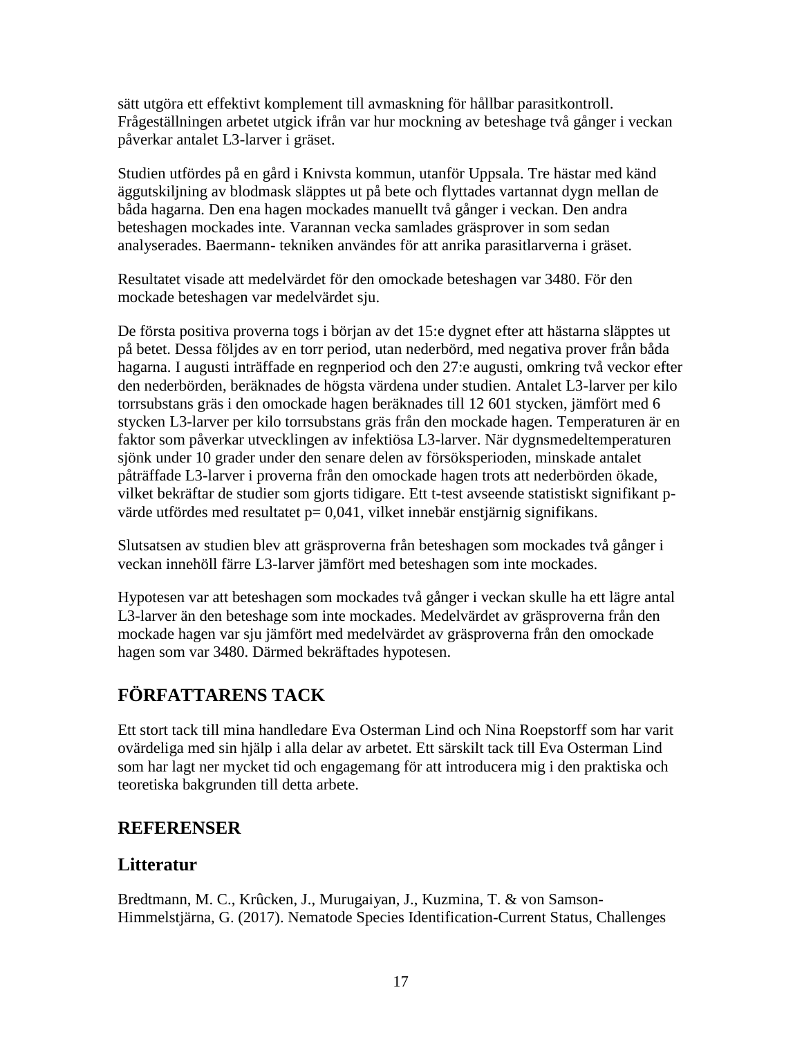sätt utgöra ett effektivt komplement till avmaskning för hållbar parasitkontroll. Frågeställningen arbetet utgick ifrån var hur mockning av beteshage två gånger i veckan påverkar antalet L3-larver i gräset.

Studien utfördes på en gård i Knivsta kommun, utanför Uppsala. Tre hästar med känd äggutskiljning av blodmask släpptes ut på bete och flyttades vartannat dygn mellan de båda hagarna. Den ena hagen mockades manuellt två gånger i veckan. Den andra beteshagen mockades inte. Varannan vecka samlades gräsprover in som sedan analyserades. Baermann- tekniken användes för att anrika parasitlarverna i gräset.

Resultatet visade att medelvärdet för den omockade beteshagen var 3480. För den mockade beteshagen var medelvärdet sju.

De första positiva proverna togs i början av det 15:e dygnet efter att hästarna släpptes ut på betet. Dessa följdes av en torr period, utan nederbörd, med negativa prover från båda hagarna. I augusti inträffade en regnperiod och den 27:e augusti, omkring två veckor efter den nederbörden, beräknades de högsta värdena under studien. Antalet L3-larver per kilo torrsubstans gräs i den omockade hagen beräknades till 12 601 stycken, jämfört med 6 stycken L3-larver per kilo torrsubstans gräs från den mockade hagen. Temperaturen är en faktor som påverkar utvecklingen av infektiösa L3-larver. När dygnsmedeltemperaturen sjönk under 10 grader under den senare delen av försöksperioden, minskade antalet påträffade L3-larver i proverna från den omockade hagen trots att nederbörden ökade, vilket bekräftar de studier som gjorts tidigare. Ett t-test avseende statistiskt signifikant p-värde utfördes med resultatet p= 0,041, vilket innebär enstjärnig signifikans.

Slutsatsen av studien blev att gräsproverna från beteshagen som mockades två gånger i veckan innehöll färre L3-larver jämfört med beteshagen som inte mockades.

Hypotesen var att beteshagen som mockades två gånger i veckan skulle ha ett lägre antal L3-larver än den beteshage som inte mockades. Medelvärdet av gräsproverna från den mockade hagen var sju jämfört med medelvärdet av gräsproverna från den omockade hagen som var 3480. Därmed bekräftades hypotesen.

## FÖRFATTARENS TACK

Ett stort tack till mina handledare Eva Osterman Lind och Nina Roepstorff som har varit ovärdeliga med sin hjälp i alla delar av arbetet. Ett särskilt tack till Eva Osterman Lind som har lagt ner mycket tid och engagemang för att introducera mig i den praktiska och teoretiska bakgrunden till detta arbete.

## REFERENSER

### Litteratur

Bredtmann, M. C., Krûcken, J., Murugaiyan, J., Kuzmina, T. & von Samson-Himmelstjärna, G. (2017). Nematode Species Identification-Current Status, Challenges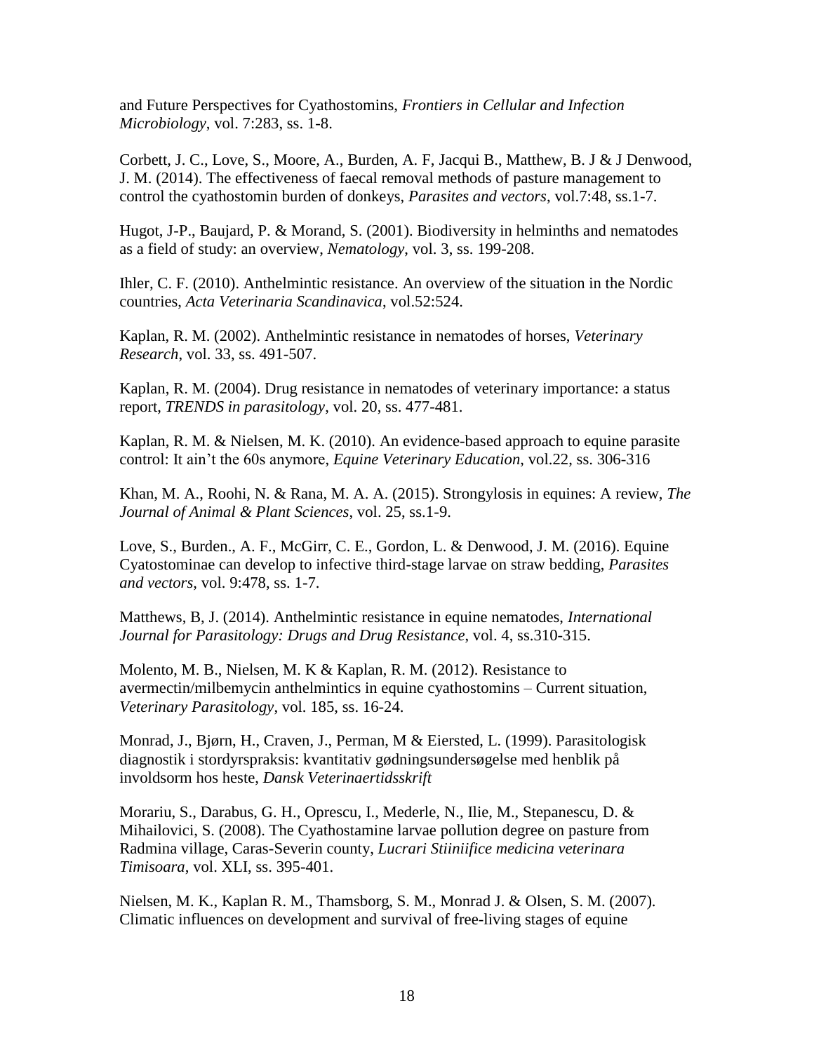and Future Perspectives for Cyathostomins, *Frontiers in Cellular and Infection Microbiology*, vol. 7:283, ss. 1-8.

Corbett, J. C., Love, S., Moore, A., Burden, A. F, Jacqui B., Matthew, B. J & J Denwood, J. M. (2014). The effectiveness of faecal removal methods of pasture management to control the cyathostomin burden of donkeys, *Parasites and vectors*, vol.7:48, ss.1-7.

Hugot, J-P., Baujard, P. & Morand, S. (2001). Biodiversity in helminths and nematodes as a field of study: an overview, *Nematology*, vol. 3, ss. 199-208.

Ihler, C. F. (2010). Anthelmintic resistance. An overview of the situation in the Nordic countries, *Acta Veterinaria Scandinavica*, vol.52:524.

Kaplan, R. M. (2002). Anthelmintic resistance in nematodes of horses, *Veterinary Research*, vol. 33, ss. 491-507.

Kaplan, R. M. (2004). Drug resistance in nematodes of veterinary importance: a status report, *TRENDS in parasitology*, vol. 20, ss. 477-481.

Kaplan, R. M. & Nielsen, M. K. (2010). An evidence-based approach to equine parasite control: It ain't the 60s anymore, *Equine Veterinary Education*, vol.22, ss. 306-316

Khan, M. A., Roohi, N. & Rana, M. A. A. (2015). Strongylosis in equines: A review, *The Journal of Animal & Plant Sciences*, vol. 25, ss.1-9.

Love, S., Burden., A. F., McGirr, C. E., Gordon, L. & Denwood, J. M. (2016). Equine Cyatostominae can develop to infective third-stage larvae on straw bedding, *Parasites and vectors*, vol. 9:478, ss. 1-7.

Matthews, B, J. (2014). Anthelmintic resistance in equine nematodes, *International Journal for Parasitology: Drugs and Drug Resistance*, vol. 4, ss.310-315.

Molento, M. B., Nielsen, M. K & Kaplan, R. M. (2012). Resistance to avermectin/milbemycin anthelmintics in equine cyathostomins – Current situation, *Veterinary Parasitology*, vol. 185, ss. 16-24.

Monrad, J., Bjørn, H., Craven, J., Perman, M & Eiersted, L. (1999). Parasitologisk diagnostik i stordyrspraksis: kvantitativ gødningsundersøgelse med henblik på involdsorm hos heste, *Dansk Veterinaertidsskrift*

Morariu, S., Darabus, G. H., Oprescu, I., Mederle, N., Ilie, M., Stepanescu, D. & Mihailovici, S. (2008). The Cyathostamine larvae pollution degree on pasture from Radmina village, Caras-Severin county, *Lucrari Stiiniifice medicina veterinara Timisoara*, vol. XLI, ss. 395-401.

Nielsen, M. K., Kaplan R. M., Thamsborg, S. M., Monrad J. & Olsen, S. M. (2007). Climatic influences on development and survival of free-living stages of equine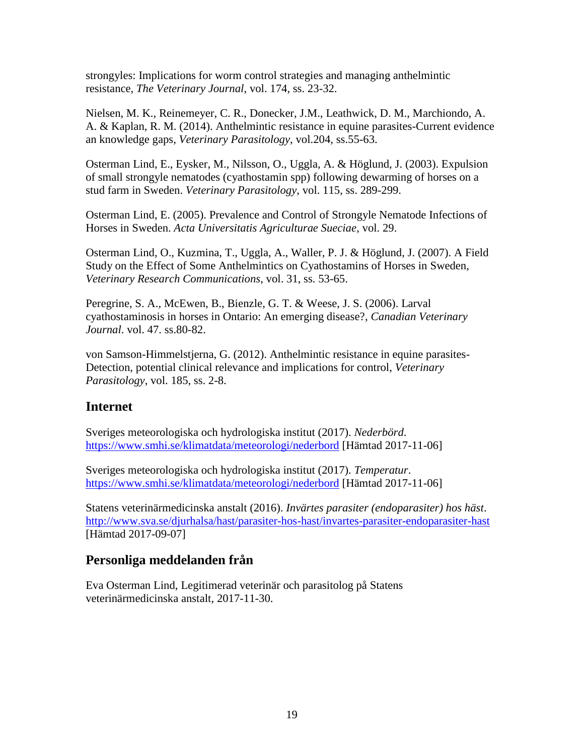strongyles: Implications for worm control strategies and managing anthelmintic resistance, *The Veterinary Journal*, vol. 174, ss. 23-32.

Nielsen, M. K., Reinemeyer, C. R., Donecker, J.M., Leathwick, D. M., Marchiondo, A. A. & Kaplan, R. M. (2014). Anthelmintic resistance in equine parasites-Current evidence an knowledge gaps, *Veterinary Parasitology*, vol.204, ss.55-63.

Osterman Lind, E., Eysker, M., Nilsson, O., Uggla, A. & Höglund, J. (2003). Expulsion of small strongyle nematodes (cyathostamin spp) following dewarming of horses on a stud farm in Sweden. *Veterinary Parasitology*, vol. 115, ss. 289-299.

Osterman Lind, E. (2005). Prevalence and Control of Strongyle Nematode Infections of Horses in Sweden. *Acta Universitatis Agriculturae Sueciae*, vol. 29.

Osterman Lind, O., Kuzmina, T., Uggla, A., Waller, P. J. & Höglund, J. (2007). A Field Study on the Effect of Some Anthelmintics on Cyathostamins of Horses in Sweden, *Veterinary Research Communications*, vol. 31, ss. 53-65.

Peregrine, S. A., McEwen, B., Bienzle, G. T. & Weese, J. S. (2006). Larval cyathostaminosis in horses in Ontario: An emerging disease?, *Canadian Veterinary Journal*. vol. 47. ss.80-82.

von Samson-Himmelstjerna, G. (2012). Anthelmintic resistance in equine parasites-Detection, potential clinical relevance and implications for control, *Veterinary Parasitology*, vol. 185, ss. 2-8.

## Internet

Sveriges meteorologiska och hydrologiska institut (2017). *Nederbörd*. https://www.smhi.se/klimatdata/meteorologi/nederbord [Hämtad 2017-11-06]

Sveriges meteorologiska och hydrologiska institut (2017). *Temperatur*. https://www.smhi.se/klimatdata/meteorologi/nederbord [Hämtad 2017-11-06]

Statens veterinärmedicinska anstalt (2016). *Invärtes parasiter (endoparasiter) hos häst*. http://www.sva.se/djurhalsa/hast/parasiter-hos-hast/invartes-parasiter-endoparasiter-hast [Hämtad 2017-09-07]

## Personliga meddelanden från

Eva Osterman Lind, Legitimerad veterinär och parasitolog på Statens veterinärmedicinska anstalt, 2017-11-30.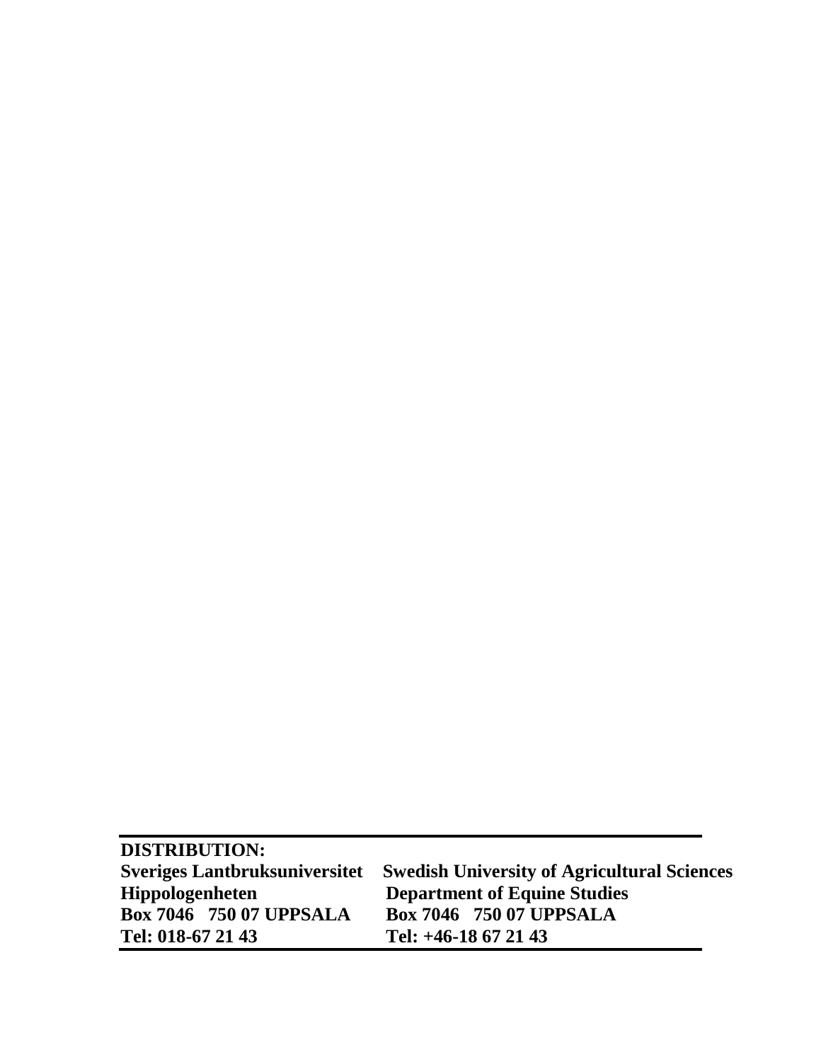**DISTRIBUTION:**

| | |
|---|---|
| **Sveriges Lantbruksuniversitet** | **Swedish University of Agricultural Sciences** |
| **Hippologenheten** | **Department of Equine Studies** |
| **Box 7046 750 07 UPPSALA** | **Box 7046 750 07 UPPSALA** |
| **Tel: 018-67 21 43** | **Tel: +46-18 67 21 43** |